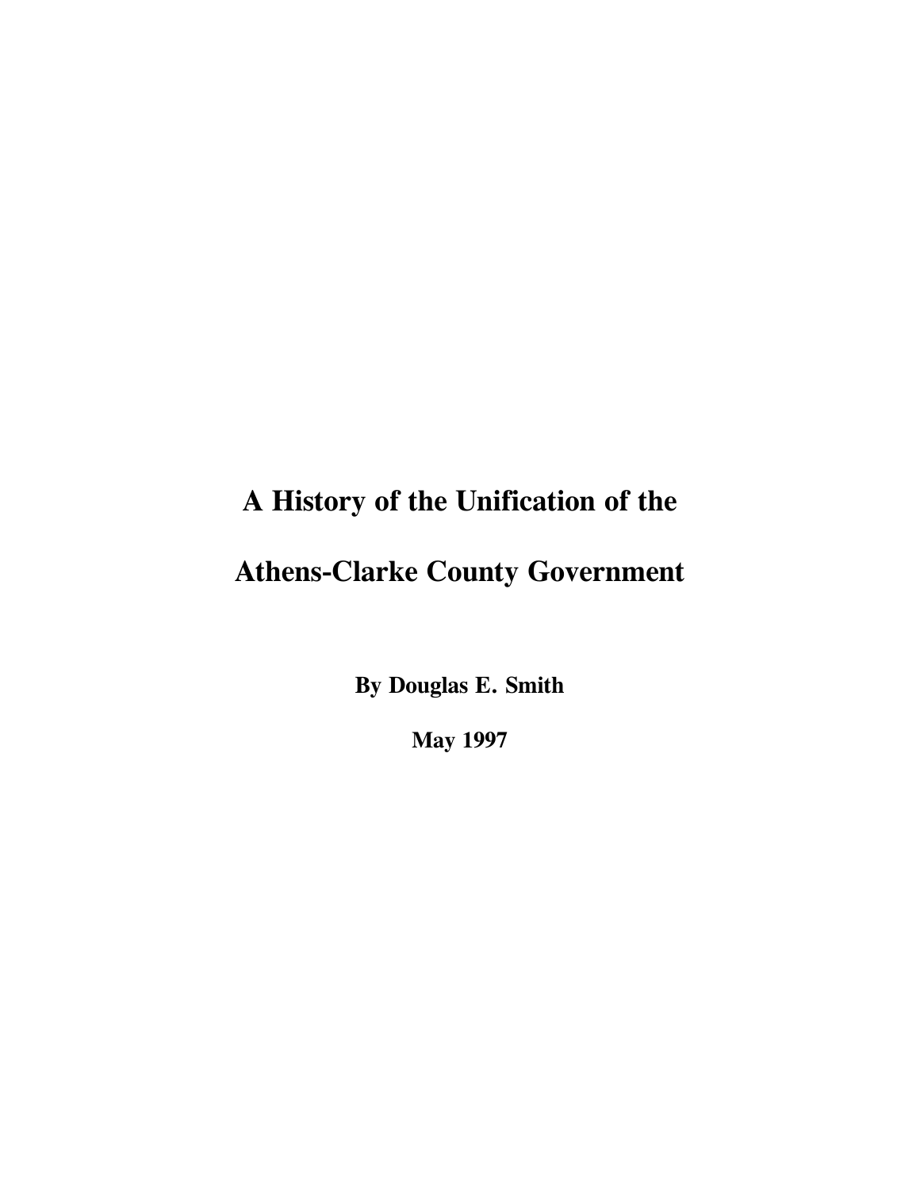# A History of the Unification of the Athens-Clarke County Government

**By Douglas E. Smith**

**May 1997**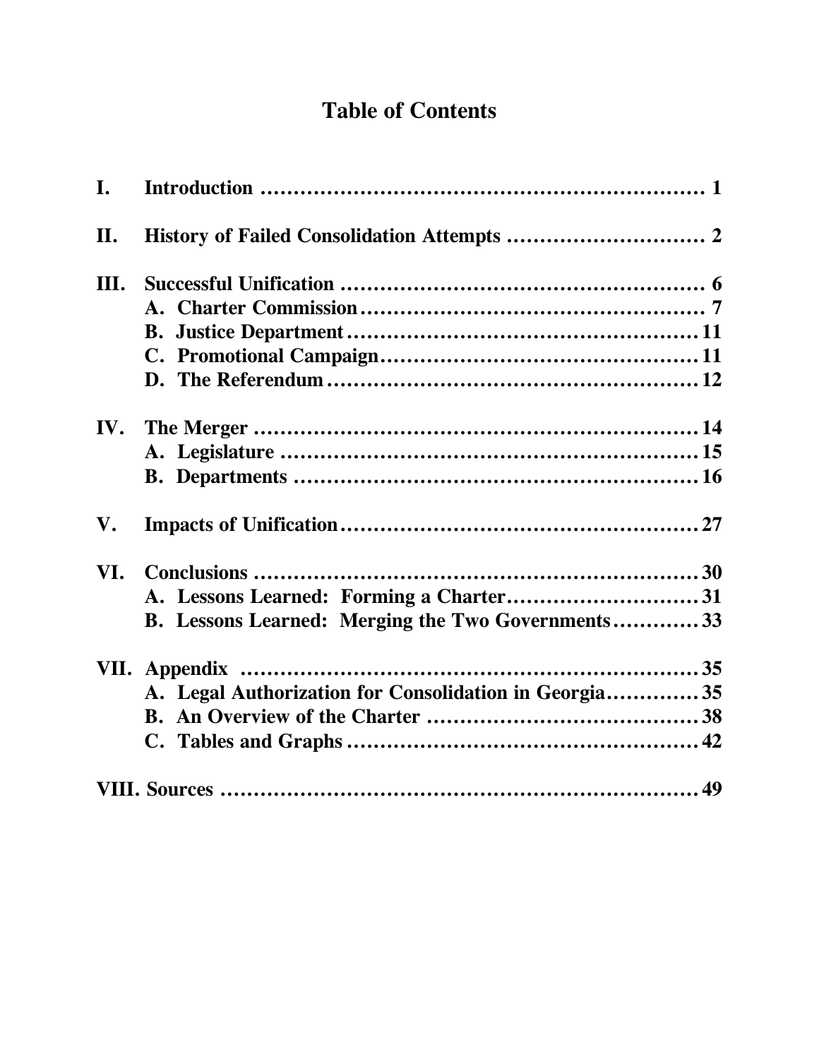# Table of Contents

| | | |
|---|---|---|
| **I.** | **Introduction** | **1** |
| **II.** | **History of Failed Consolidation Attempts** | **2** |
| **III.** | **Successful Unification** | **6** |
| | **A. Charter Commission** | **7** |
| | **B. Justice Department** | **11** |
| | **C. Promotional Campaign** | **11** |
| | **D. The Referendum** | **12** |
| **IV.** | **The Merger** | **14** |
| | **A. Legislature** | **15** |
| | **B. Departments** | **16** |
| **V.** | **Impacts of Unification** | **27** |
| **VI.** | **Conclusions** | **30** |
| | **A. Lessons Learned: Forming a Charter** | **31** |
| | **B. Lessons Learned: Merging the Two Governments** | **33** |
| **VII.** | **Appendix** | **35** |
| | **A. Legal Authorization for Consolidation in Georgia** | **35** |
| | **B. An Overview of the Charter** | **38** |
| | **C. Tables and Graphs** | **42** |
| **VIII.** | **Sources** | **49** |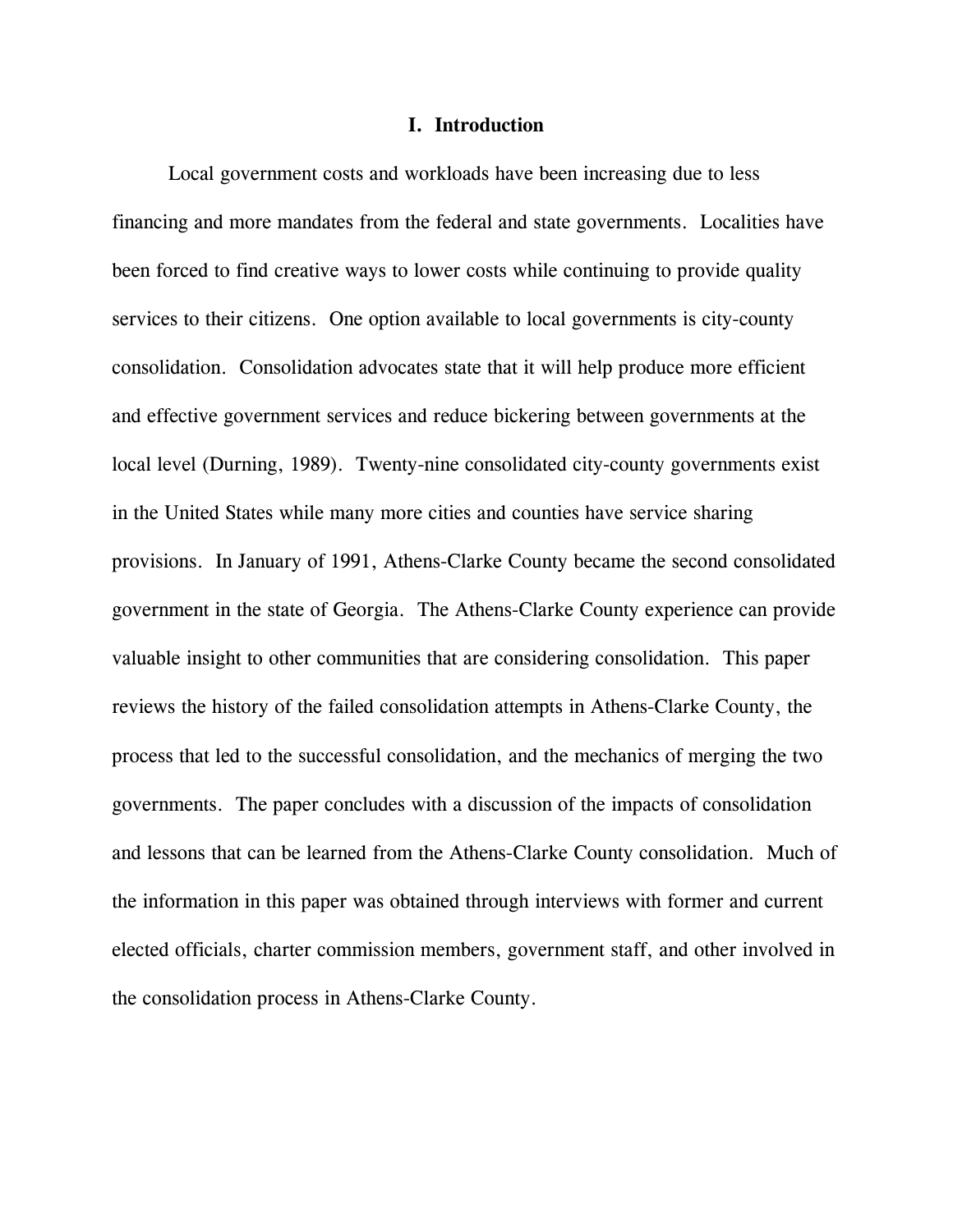# I. Introduction

Local government costs and workloads have been increasing due to less financing and more mandates from the federal and state governments. Localities have been forced to find creative ways to lower costs while continuing to provide quality services to their citizens. One option available to local governments is city-county consolidation. Consolidation advocates state that it will help produce more efficient and effective government services and reduce bickering between governments at the local level (Durning, 1989). Twenty-nine consolidated city-county governments exist in the United States while many more cities and counties have service sharing provisions. In January of 1991, Athens-Clarke County became the second consolidated government in the state of Georgia. The Athens-Clarke County experience can provide valuable insight to other communities that are considering consolidation. This paper reviews the history of the failed consolidation attempts in Athens-Clarke County, the process that led to the successful consolidation, and the mechanics of merging the two governments. The paper concludes with a discussion of the impacts of consolidation and lessons that can be learned from the Athens-Clarke County consolidation. Much of the information in this paper was obtained through interviews with former and current elected officials, charter commission members, government staff, and other involved in the consolidation process in Athens-Clarke County.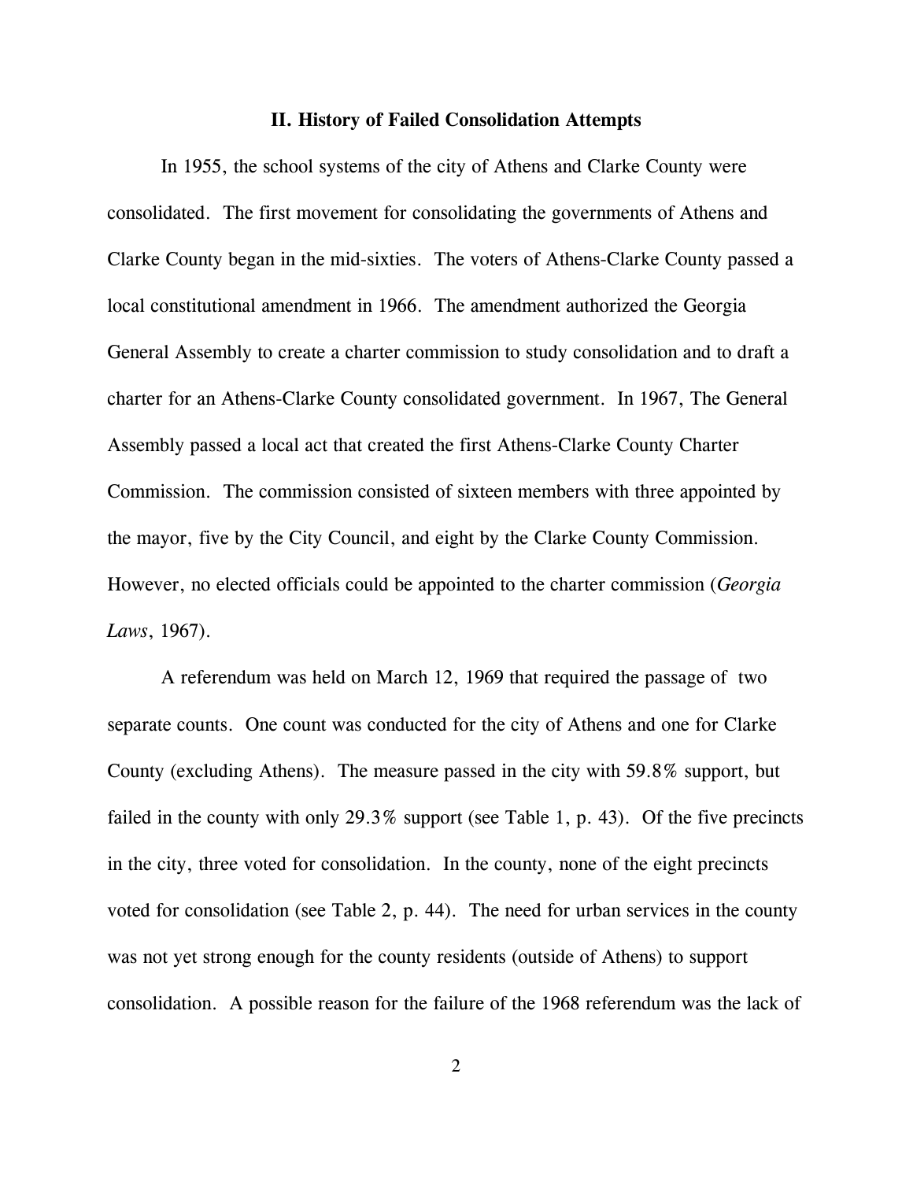## II. History of Failed Consolidation Attempts

In 1955, the school systems of the city of Athens and Clarke County were consolidated. The first movement for consolidating the governments of Athens and Clarke County began in the mid-sixties. The voters of Athens-Clarke County passed a local constitutional amendment in 1966. The amendment authorized the Georgia General Assembly to create a charter commission to study consolidation and to draft a charter for an Athens-Clarke County consolidated government. In 1967, The General Assembly passed a local act that created the first Athens-Clarke County Charter Commission. The commission consisted of sixteen members with three appointed by the mayor, five by the City Council, and eight by the Clarke County Commission. However, no elected officials could be appointed to the charter commission (*Georgia Laws*, 1967).

A referendum was held on March 12, 1969 that required the passage of two separate counts. One count was conducted for the city of Athens and one for Clarke County (excluding Athens). The measure passed in the city with 59.8% support, but failed in the county with only 29.3% support (see Table 1, p. 43). Of the five precincts in the city, three voted for consolidation. In the county, none of the eight precincts voted for consolidation (see Table 2, p. 44). The need for urban services in the county was not yet strong enough for the county residents (outside of Athens) to support consolidation. A possible reason for the failure of the 1968 referendum was the lack of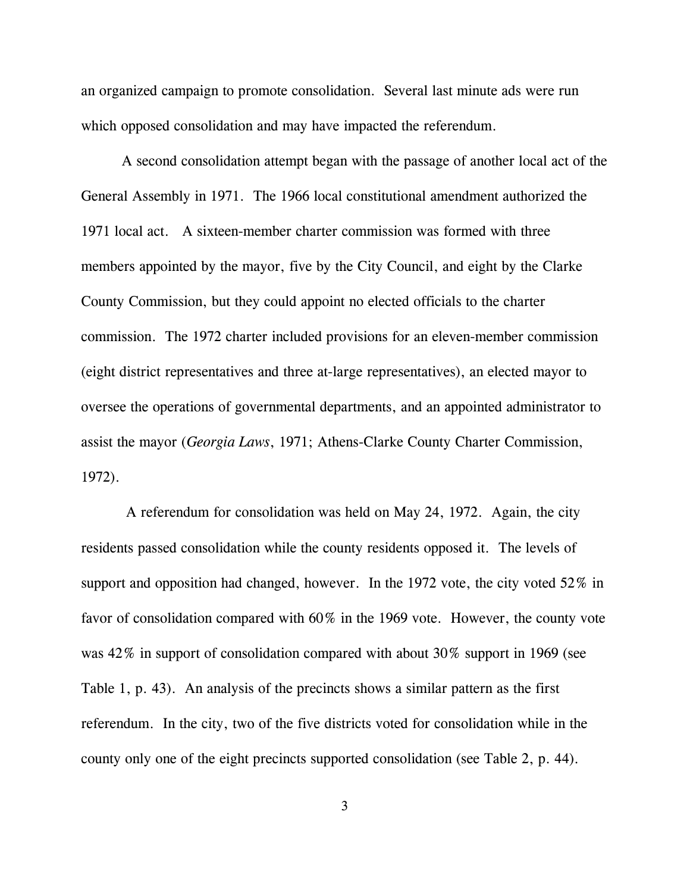an organized campaign to promote consolidation. Several last minute ads were run which opposed consolidation and may have impacted the referendum.

A second consolidation attempt began with the passage of another local act of the General Assembly in 1971. The 1966 local constitutional amendment authorized the 1971 local act. A sixteen-member charter commission was formed with three members appointed by the mayor, five by the City Council, and eight by the Clarke County Commission, but they could appoint no elected officials to the charter commission. The 1972 charter included provisions for an eleven-member commission (eight district representatives and three at-large representatives), an elected mayor to oversee the operations of governmental departments, and an appointed administrator to assist the mayor (*Georgia Laws*, 1971; Athens-Clarke County Charter Commission, 1972).

A referendum for consolidation was held on May 24, 1972. Again, the city residents passed consolidation while the county residents opposed it. The levels of support and opposition had changed, however. In the 1972 vote, the city voted 52% in favor of consolidation compared with 60% in the 1969 vote. However, the county vote was 42% in support of consolidation compared with about 30% support in 1969 (see Table 1, p. 43). An analysis of the precincts shows a similar pattern as the first referendum. In the city, two of the five districts voted for consolidation while in the county only one of the eight precincts supported consolidation (see Table 2, p. 44).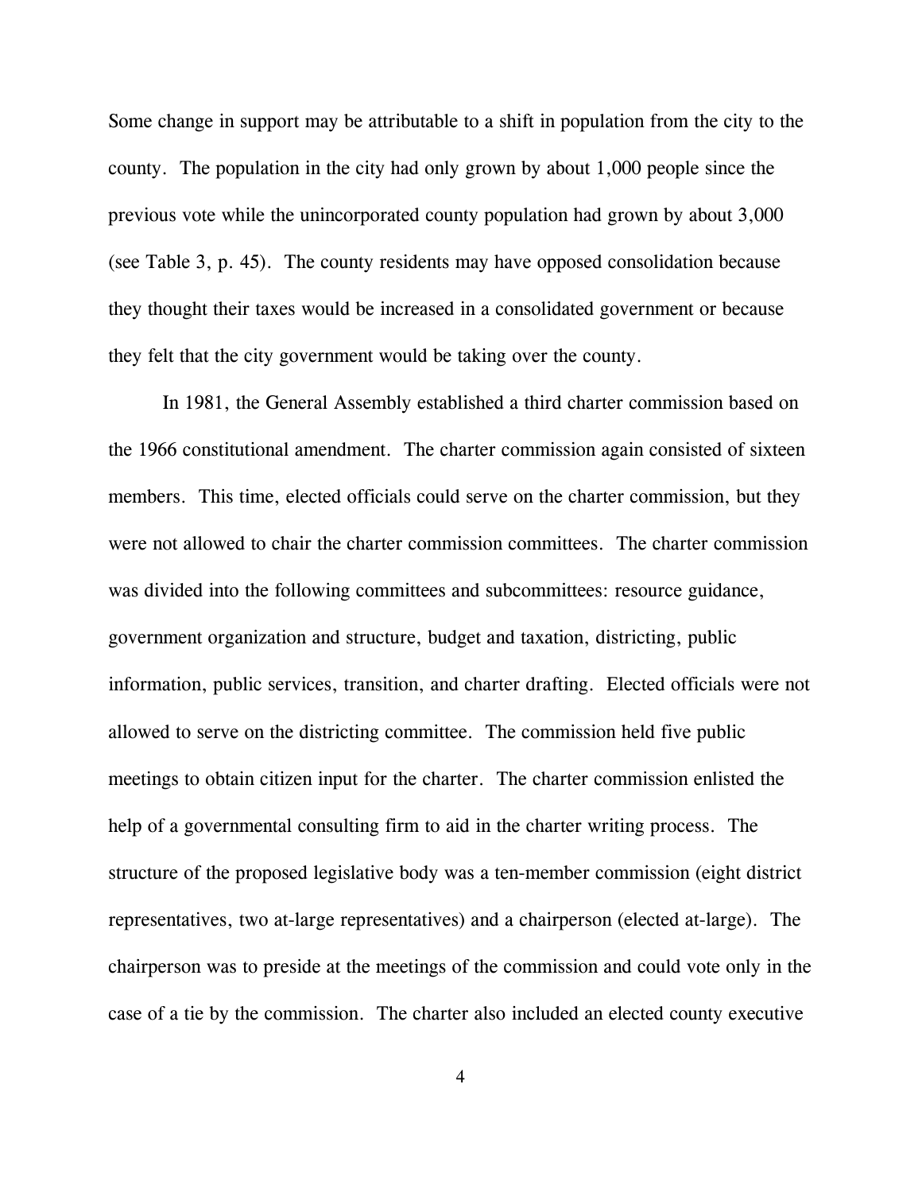Some change in support may be attributable to a shift in population from the city to the county. The population in the city had only grown by about 1,000 people since the previous vote while the unincorporated county population had grown by about 3,000 (see Table 3, p. 45). The county residents may have opposed consolidation because they thought their taxes would be increased in a consolidated government or because they felt that the city government would be taking over the county.

In 1981, the General Assembly established a third charter commission based on the 1966 constitutional amendment. The charter commission again consisted of sixteen members. This time, elected officials could serve on the charter commission, but they were not allowed to chair the charter commission committees. The charter commission was divided into the following committees and subcommittees: resource guidance, government organization and structure, budget and taxation, districting, public information, public services, transition, and charter drafting. Elected officials were not allowed to serve on the districting committee. The commission held five public meetings to obtain citizen input for the charter. The charter commission enlisted the help of a governmental consulting firm to aid in the charter writing process. The structure of the proposed legislative body was a ten-member commission (eight district representatives, two at-large representatives) and a chairperson (elected at-large). The chairperson was to preside at the meetings of the commission and could vote only in the case of a tie by the commission. The charter also included an elected county executive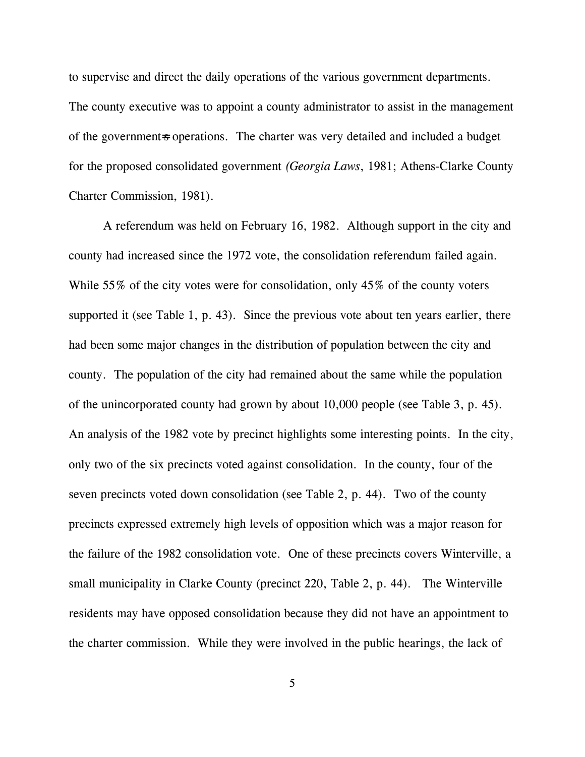to supervise and direct the daily operations of the various government departments. The county executive was to appoint a county administrator to assist in the management of the government=s operations. The charter was very detailed and included a budget for the proposed consolidated government *(Georgia Laws*, 1981; Athens-Clarke County Charter Commission, 1981).

A referendum was held on February 16, 1982. Although support in the city and county had increased since the 1972 vote, the consolidation referendum failed again. While 55% of the city votes were for consolidation, only 45% of the county voters supported it (see Table 1, p. 43). Since the previous vote about ten years earlier, there had been some major changes in the distribution of population between the city and county. The population of the city had remained about the same while the population of the unincorporated county had grown by about 10,000 people (see Table 3, p. 45). An analysis of the 1982 vote by precinct highlights some interesting points. In the city, only two of the six precincts voted against consolidation. In the county, four of the seven precincts voted down consolidation (see Table 2, p. 44). Two of the county precincts expressed extremely high levels of opposition which was a major reason for the failure of the 1982 consolidation vote. One of these precincts covers Winterville, a small municipality in Clarke County (precinct 220, Table 2, p. 44). The Winterville residents may have opposed consolidation because they did not have an appointment to the charter commission. While they were involved in the public hearings, the lack of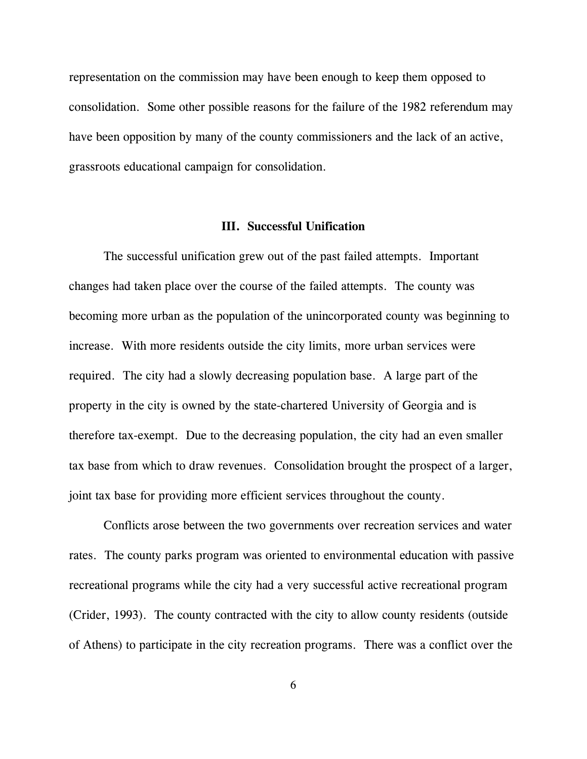representation on the commission may have been enough to keep them opposed to consolidation. Some other possible reasons for the failure of the 1982 referendum may have been opposition by many of the county commissioners and the lack of an active, grassroots educational campaign for consolidation.

## III. Successful Unification

The successful unification grew out of the past failed attempts. Important changes had taken place over the course of the failed attempts. The county was becoming more urban as the population of the unincorporated county was beginning to increase. With more residents outside the city limits, more urban services were required. The city had a slowly decreasing population base. A large part of the property in the city is owned by the state-chartered University of Georgia and is therefore tax-exempt. Due to the decreasing population, the city had an even smaller tax base from which to draw revenues. Consolidation brought the prospect of a larger, joint tax base for providing more efficient services throughout the county.

Conflicts arose between the two governments over recreation services and water rates. The county parks program was oriented to environmental education with passive recreational programs while the city had a very successful active recreational program (Crider, 1993). The county contracted with the city to allow county residents (outside of Athens) to participate in the city recreation programs. There was a conflict over the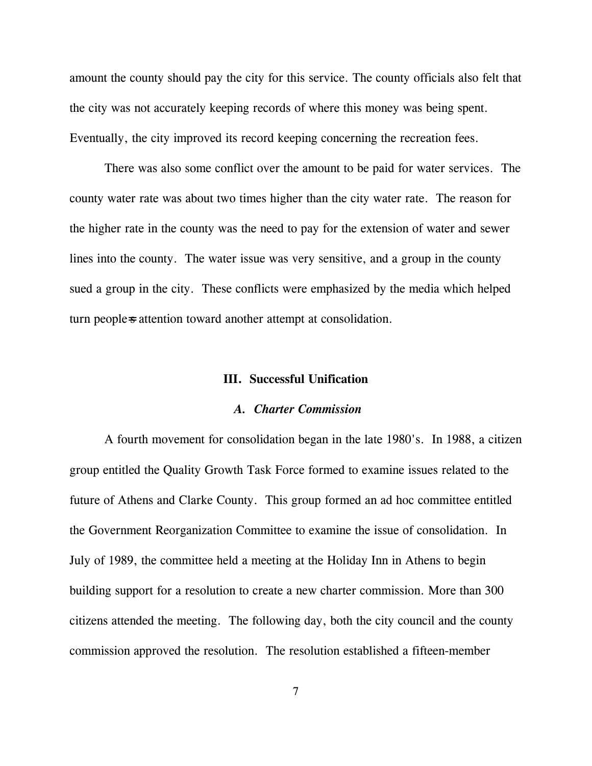amount the county should pay the city for this service. The county officials also felt that the city was not accurately keeping records of where this money was being spent. Eventually, the city improved its record keeping concerning the recreation fees.

There was also some conflict over the amount to be paid for water services. The county water rate was about two times higher than the city water rate. The reason for the higher rate in the county was the need to pay for the extension of water and sewer lines into the county. The water issue was very sensitive, and a group in the county sued a group in the city. These conflicts were emphasized by the media which helped turn people=s attention toward another attempt at consolidation.

## III. Successful Unification

### *A. Charter Commission*

A fourth movement for consolidation began in the late 1980's. In 1988, a citizen group entitled the Quality Growth Task Force formed to examine issues related to the future of Athens and Clarke County. This group formed an ad hoc committee entitled the Government Reorganization Committee to examine the issue of consolidation. In July of 1989, the committee held a meeting at the Holiday Inn in Athens to begin building support for a resolution to create a new charter commission. More than 300 citizens attended the meeting. The following day, both the city council and the county commission approved the resolution. The resolution established a fifteen-member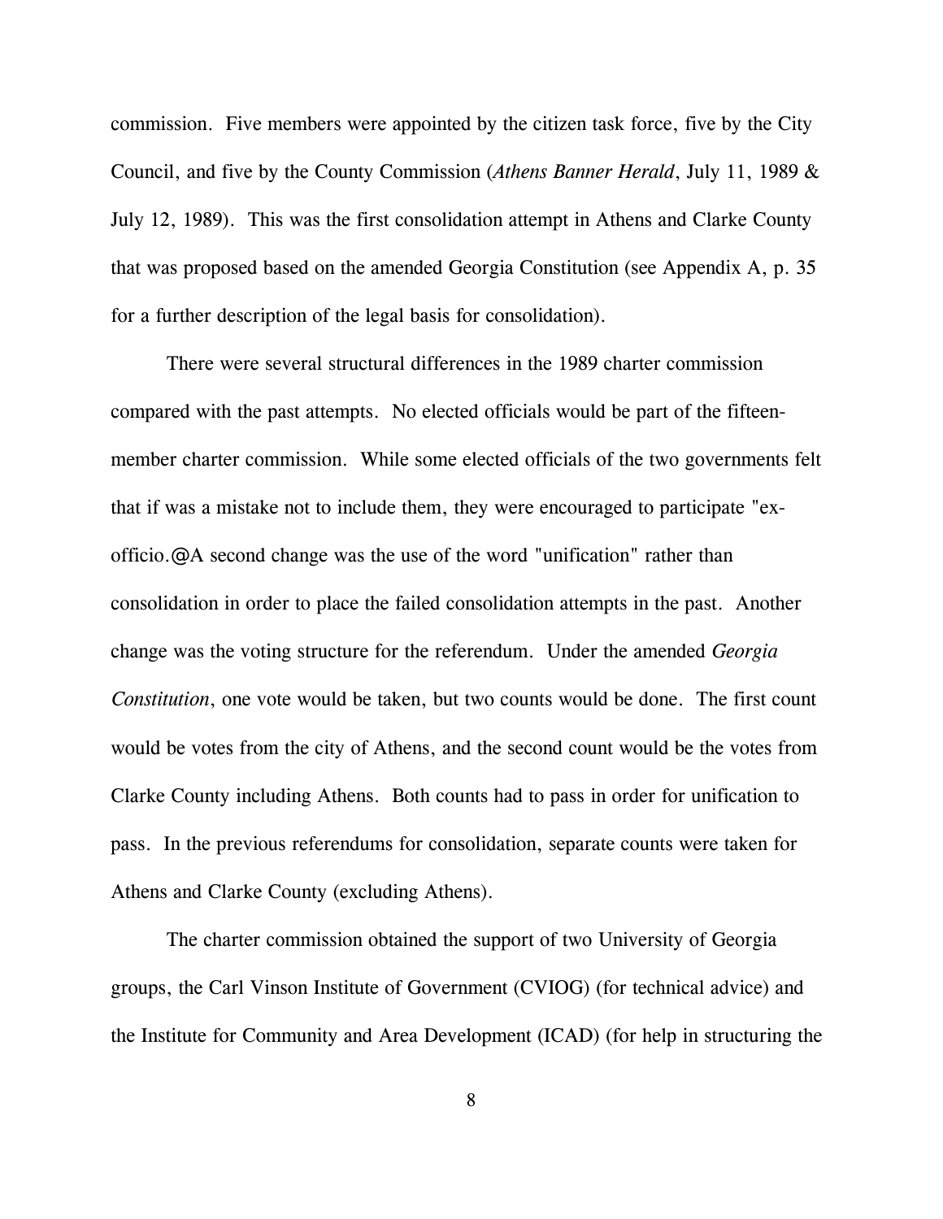commission. Five members were appointed by the citizen task force, five by the City Council, and five by the County Commission (*Athens Banner Herald*, July 11, 1989 & July 12, 1989). This was the first consolidation attempt in Athens and Clarke County that was proposed based on the amended Georgia Constitution (see Appendix A, p. 35 for a further description of the legal basis for consolidation).

There were several structural differences in the 1989 charter commission compared with the past attempts. No elected officials would be part of the fifteen-member charter commission. While some elected officials of the two governments felt that if was a mistake not to include them, they were encouraged to participate "ex-officio.@A second change was the use of the word "unification" rather than consolidation in order to place the failed consolidation attempts in the past. Another change was the voting structure for the referendum. Under the amended *Georgia Constitution*, one vote would be taken, but two counts would be done. The first count would be votes from the city of Athens, and the second count would be the votes from Clarke County including Athens. Both counts had to pass in order for unification to pass. In the previous referendums for consolidation, separate counts were taken for Athens and Clarke County (excluding Athens).

The charter commission obtained the support of two University of Georgia groups, the Carl Vinson Institute of Government (CVIOG) (for technical advice) and the Institute for Community and Area Development (ICAD) (for help in structuring the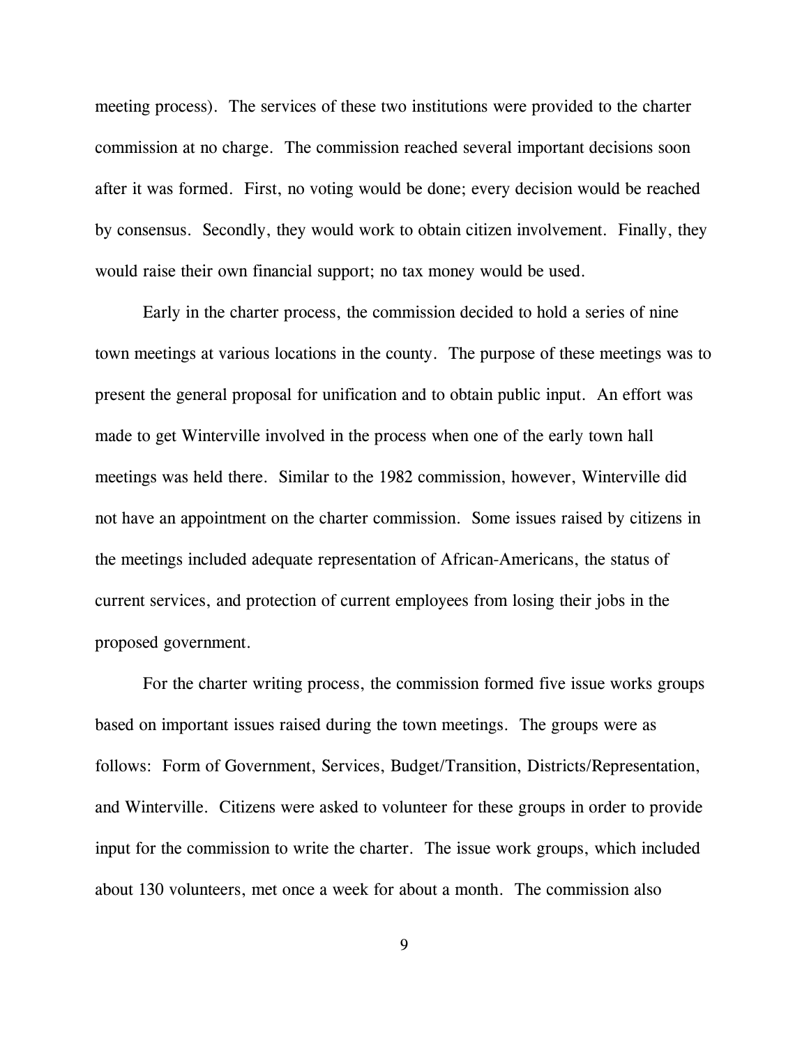meeting process). The services of these two institutions were provided to the charter commission at no charge. The commission reached several important decisions soon after it was formed. First, no voting would be done; every decision would be reached by consensus. Secondly, they would work to obtain citizen involvement. Finally, they would raise their own financial support; no tax money would be used.

Early in the charter process, the commission decided to hold a series of nine town meetings at various locations in the county. The purpose of these meetings was to present the general proposal for unification and to obtain public input. An effort was made to get Winterville involved in the process when one of the early town hall meetings was held there. Similar to the 1982 commission, however, Winterville did not have an appointment on the charter commission. Some issues raised by citizens in the meetings included adequate representation of African-Americans, the status of current services, and protection of current employees from losing their jobs in the proposed government.

For the charter writing process, the commission formed five issue works groups based on important issues raised during the town meetings. The groups were as follows: Form of Government, Services, Budget/Transition, Districts/Representation, and Winterville. Citizens were asked to volunteer for these groups in order to provide input for the commission to write the charter. The issue work groups, which included about 130 volunteers, met once a week for about a month. The commission also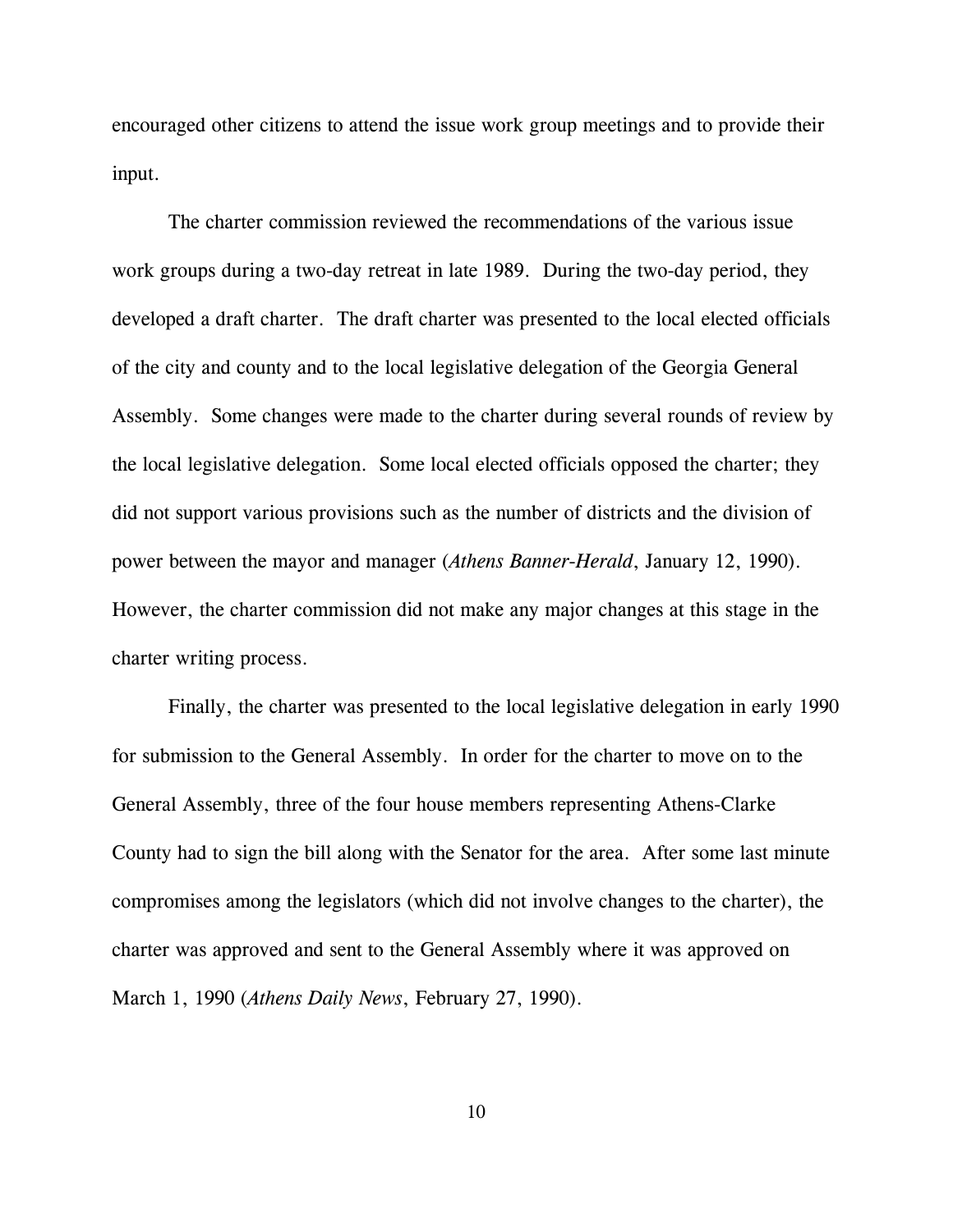encouraged other citizens to attend the issue work group meetings and to provide their input.

The charter commission reviewed the recommendations of the various issue work groups during a two-day retreat in late 1989. During the two-day period, they developed a draft charter. The draft charter was presented to the local elected officials of the city and county and to the local legislative delegation of the Georgia General Assembly. Some changes were made to the charter during several rounds of review by the local legislative delegation. Some local elected officials opposed the charter; they did not support various provisions such as the number of districts and the division of power between the mayor and manager (*Athens Banner-Herald*, January 12, 1990). However, the charter commission did not make any major changes at this stage in the charter writing process.

Finally, the charter was presented to the local legislative delegation in early 1990 for submission to the General Assembly. In order for the charter to move on to the General Assembly, three of the four house members representing Athens-Clarke County had to sign the bill along with the Senator for the area. After some last minute compromises among the legislators (which did not involve changes to the charter), the charter was approved and sent to the General Assembly where it was approved on March 1, 1990 (*Athens Daily News*, February 27, 1990).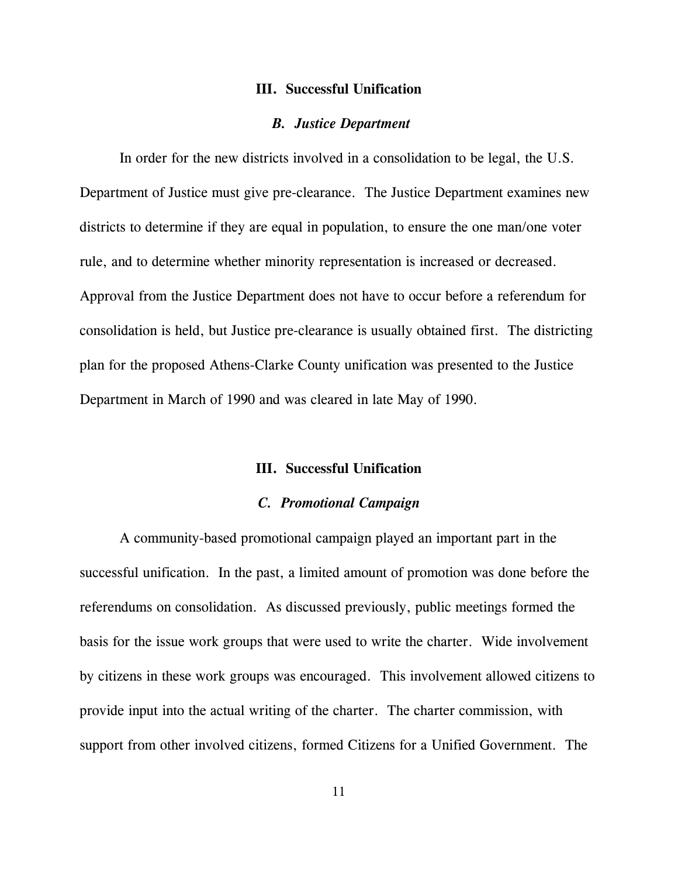## III. Successful Unification

### *B. Justice Department*

In order for the new districts involved in a consolidation to be legal, the U.S. Department of Justice must give pre-clearance. The Justice Department examines new districts to determine if they are equal in population, to ensure the one man/one voter rule, and to determine whether minority representation is increased or decreased. Approval from the Justice Department does not have to occur before a referendum for consolidation is held, but Justice pre-clearance is usually obtained first. The districting plan for the proposed Athens-Clarke County unification was presented to the Justice Department in March of 1990 and was cleared in late May of 1990.

## III. Successful Unification

### *C. Promotional Campaign*

A community-based promotional campaign played an important part in the successful unification. In the past, a limited amount of promotion was done before the referendums on consolidation. As discussed previously, public meetings formed the basis for the issue work groups that were used to write the charter. Wide involvement by citizens in these work groups was encouraged. This involvement allowed citizens to provide input into the actual writing of the charter. The charter commission, with support from other involved citizens, formed Citizens for a Unified Government. The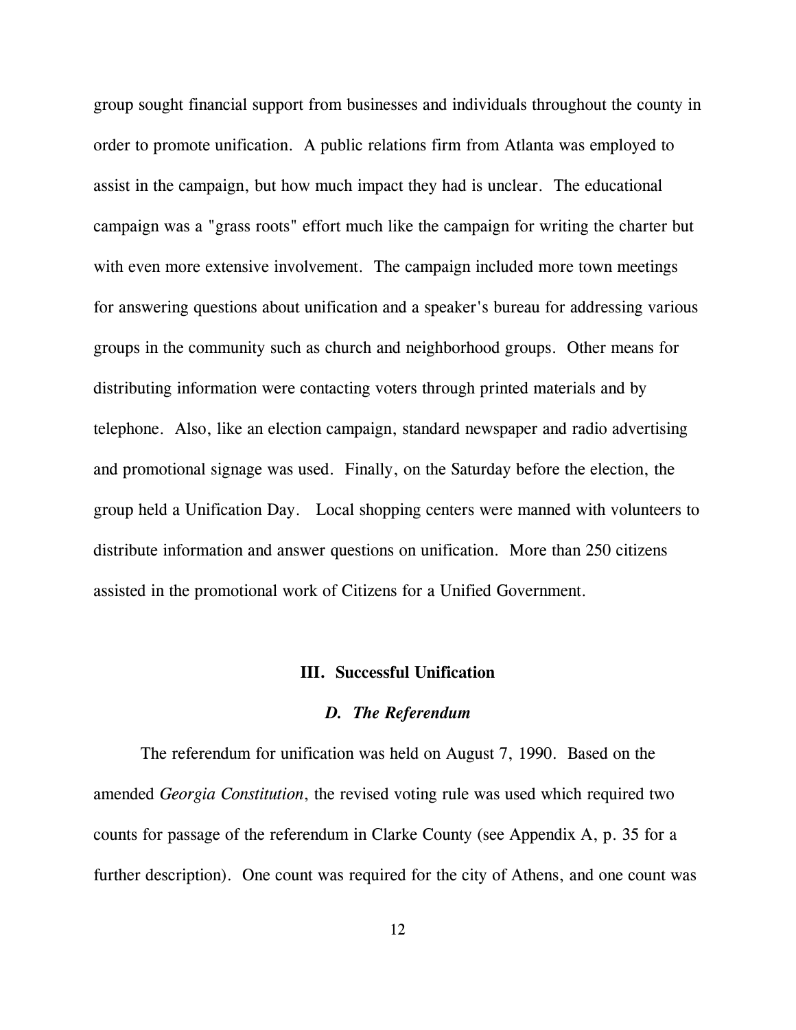group sought financial support from businesses and individuals throughout the county in order to promote unification. A public relations firm from Atlanta was employed to assist in the campaign, but how much impact they had is unclear. The educational campaign was a "grass roots" effort much like the campaign for writing the charter but with even more extensive involvement. The campaign included more town meetings for answering questions about unification and a speaker's bureau for addressing various groups in the community such as church and neighborhood groups. Other means for distributing information were contacting voters through printed materials and by telephone. Also, like an election campaign, standard newspaper and radio advertising and promotional signage was used. Finally, on the Saturday before the election, the group held a Unification Day. Local shopping centers were manned with volunteers to distribute information and answer questions on unification. More than 250 citizens assisted in the promotional work of Citizens for a Unified Government.

## III. Successful Unification

### *D. The Referendum*

The referendum for unification was held on August 7, 1990. Based on the amended *Georgia Constitution*, the revised voting rule was used which required two counts for passage of the referendum in Clarke County (see Appendix A, p. 35 for a further description). One count was required for the city of Athens, and one count was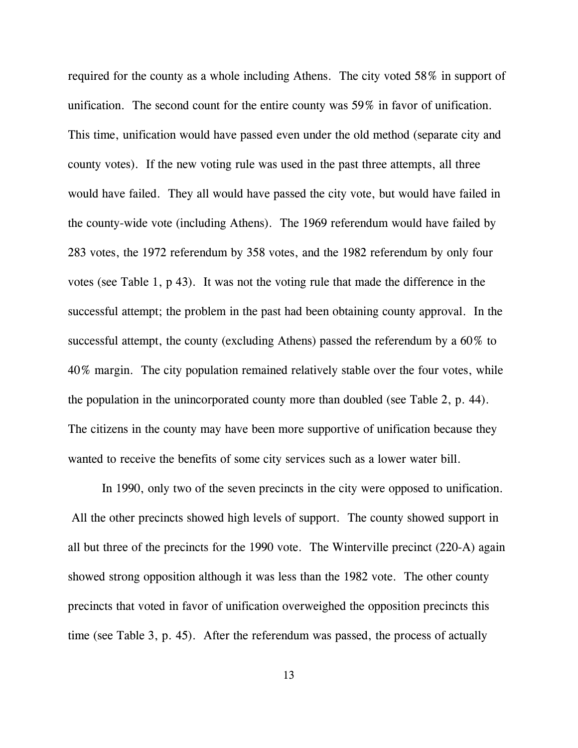required for the county as a whole including Athens. The city voted 58% in support of unification. The second count for the entire county was 59% in favor of unification. This time, unification would have passed even under the old method (separate city and county votes). If the new voting rule was used in the past three attempts, all three would have failed. They all would have passed the city vote, but would have failed in the county-wide vote (including Athens). The 1969 referendum would have failed by 283 votes, the 1972 referendum by 358 votes, and the 1982 referendum by only four votes (see Table 1, p 43). It was not the voting rule that made the difference in the successful attempt; the problem in the past had been obtaining county approval. In the successful attempt, the county (excluding Athens) passed the referendum by a 60% to 40% margin. The city population remained relatively stable over the four votes, while the population in the unincorporated county more than doubled (see Table 2, p. 44). The citizens in the county may have been more supportive of unification because they wanted to receive the benefits of some city services such as a lower water bill.

In 1990, only two of the seven precincts in the city were opposed to unification. All the other precincts showed high levels of support. The county showed support in all but three of the precincts for the 1990 vote. The Winterville precinct (220-A) again showed strong opposition although it was less than the 1982 vote. The other county precincts that voted in favor of unification overweighed the opposition precincts this time (see Table 3, p. 45). After the referendum was passed, the process of actually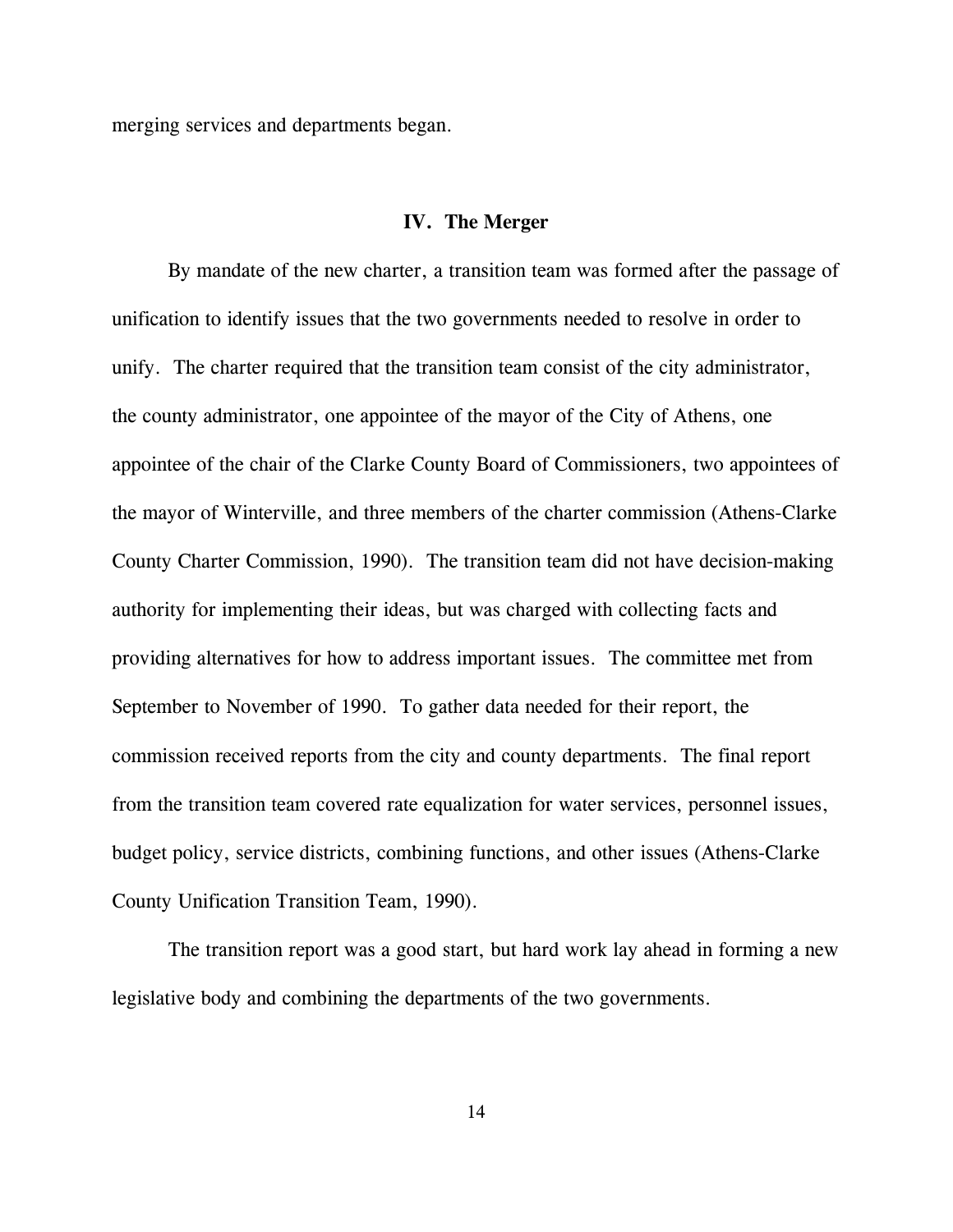merging services and departments began.

## IV. The Merger

By mandate of the new charter, a transition team was formed after the passage of unification to identify issues that the two governments needed to resolve in order to unify. The charter required that the transition team consist of the city administrator, the county administrator, one appointee of the mayor of the City of Athens, one appointee of the chair of the Clarke County Board of Commissioners, two appointees of the mayor of Winterville, and three members of the charter commission (Athens-Clarke County Charter Commission, 1990). The transition team did not have decision-making authority for implementing their ideas, but was charged with collecting facts and providing alternatives for how to address important issues. The committee met from September to November of 1990. To gather data needed for their report, the commission received reports from the city and county departments. The final report from the transition team covered rate equalization for water services, personnel issues, budget policy, service districts, combining functions, and other issues (Athens-Clarke County Unification Transition Team, 1990).

The transition report was a good start, but hard work lay ahead in forming a new legislative body and combining the departments of the two governments.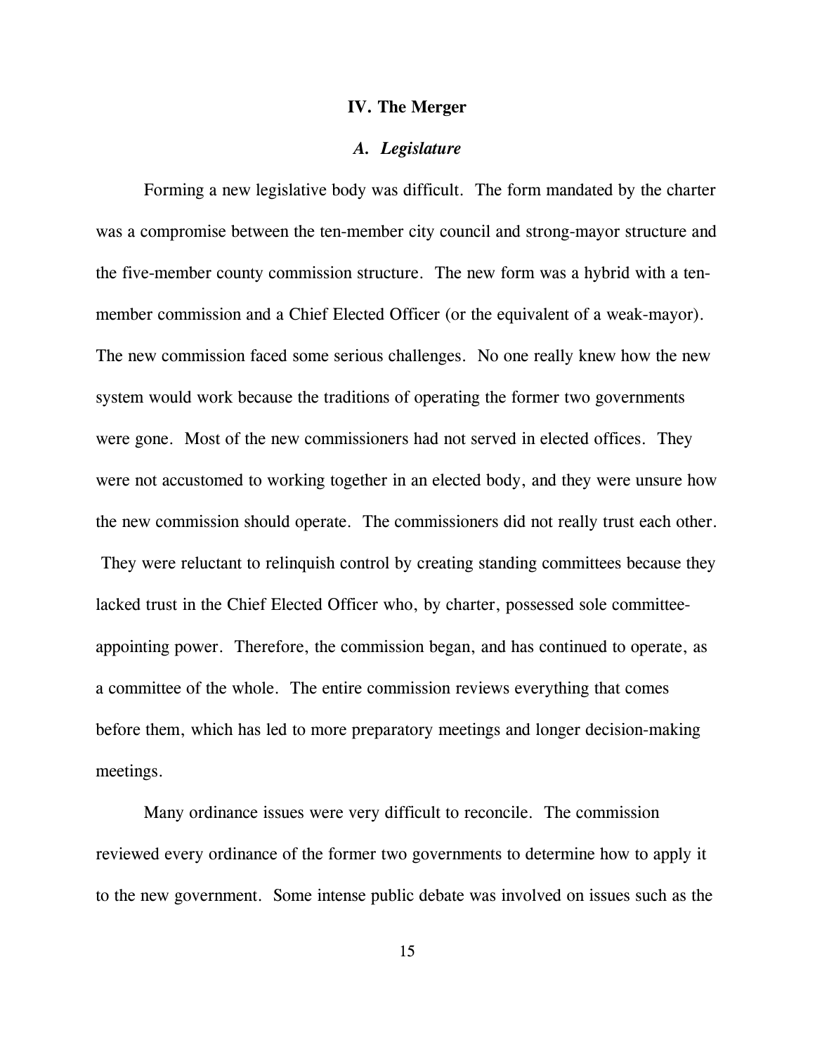## IV. The Merger

### *A. Legislature*

Forming a new legislative body was difficult. The form mandated by the charter was a compromise between the ten-member city council and strong-mayor structure and the five-member county commission structure. The new form was a hybrid with a ten-member commission and a Chief Elected Officer (or the equivalent of a weak-mayor). The new commission faced some serious challenges. No one really knew how the new system would work because the traditions of operating the former two governments were gone. Most of the new commissioners had not served in elected offices. They were not accustomed to working together in an elected body, and they were unsure how the new commission should operate. The commissioners did not really trust each other. They were reluctant to relinquish control by creating standing committees because they lacked trust in the Chief Elected Officer who, by charter, possessed sole committee-appointing power. Therefore, the commission began, and has continued to operate, as a committee of the whole. The entire commission reviews everything that comes before them, which has led to more preparatory meetings and longer decision-making meetings.

Many ordinance issues were very difficult to reconcile. The commission reviewed every ordinance of the former two governments to determine how to apply it to the new government. Some intense public debate was involved on issues such as the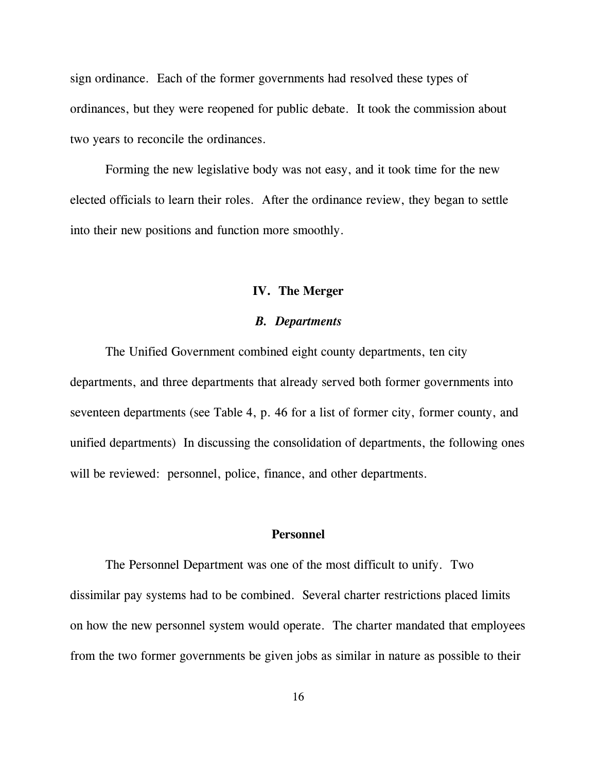sign ordinance. Each of the former governments had resolved these types of ordinances, but they were reopened for public debate. It took the commission about two years to reconcile the ordinances.

Forming the new legislative body was not easy, and it took time for the new elected officials to learn their roles. After the ordinance review, they began to settle into their new positions and function more smoothly.

## IV. The Merger

### *B. Departments*

The Unified Government combined eight county departments, ten city departments, and three departments that already served both former governments into seventeen departments (see Table 4, p. 46 for a list of former city, former county, and unified departments) In discussing the consolidation of departments, the following ones will be reviewed: personnel, police, finance, and other departments.

#### Personnel

The Personnel Department was one of the most difficult to unify. Two dissimilar pay systems had to be combined. Several charter restrictions placed limits on how the new personnel system would operate. The charter mandated that employees from the two former governments be given jobs as similar in nature as possible to their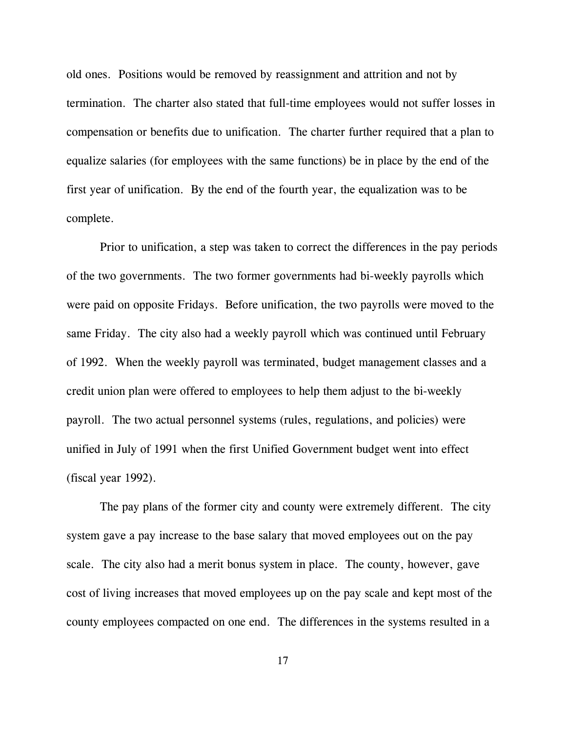old ones. Positions would be removed by reassignment and attrition and not by termination. The charter also stated that full-time employees would not suffer losses in compensation or benefits due to unification. The charter further required that a plan to equalize salaries (for employees with the same functions) be in place by the end of the first year of unification. By the end of the fourth year, the equalization was to be complete.

Prior to unification, a step was taken to correct the differences in the pay periods of the two governments. The two former governments had bi-weekly payrolls which were paid on opposite Fridays. Before unification, the two payrolls were moved to the same Friday. The city also had a weekly payroll which was continued until February of 1992. When the weekly payroll was terminated, budget management classes and a credit union plan were offered to employees to help them adjust to the bi-weekly payroll. The two actual personnel systems (rules, regulations, and policies) were unified in July of 1991 when the first Unified Government budget went into effect (fiscal year 1992).

The pay plans of the former city and county were extremely different. The city system gave a pay increase to the base salary that moved employees out on the pay scale. The city also had a merit bonus system in place. The county, however, gave cost of living increases that moved employees up on the pay scale and kept most of the county employees compacted on one end. The differences in the systems resulted in a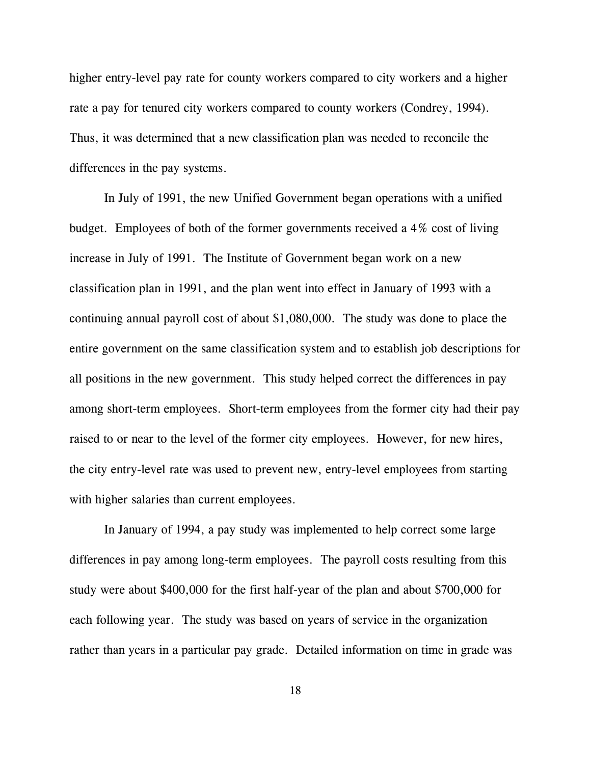higher entry-level pay rate for county workers compared to city workers and a higher rate a pay for tenured city workers compared to county workers (Condrey, 1994). Thus, it was determined that a new classification plan was needed to reconcile the differences in the pay systems.

In July of 1991, the new Unified Government began operations with a unified budget. Employees of both of the former governments received a 4% cost of living increase in July of 1991. The Institute of Government began work on a new classification plan in 1991, and the plan went into effect in January of 1993 with a continuing annual payroll cost of about $1,080,000. The study was done to place the entire government on the same classification system and to establish job descriptions for all positions in the new government. This study helped correct the differences in pay among short-term employees. Short-term employees from the former city had their pay raised to or near to the level of the former city employees. However, for new hires, the city entry-level rate was used to prevent new, entry-level employees from starting with higher salaries than current employees.

In January of 1994, a pay study was implemented to help correct some large differences in pay among long-term employees. The payroll costs resulting from this study were about $400,000 for the first half-year of the plan and about $700,000 for each following year. The study was based on years of service in the organization rather than years in a particular pay grade. Detailed information on time in grade was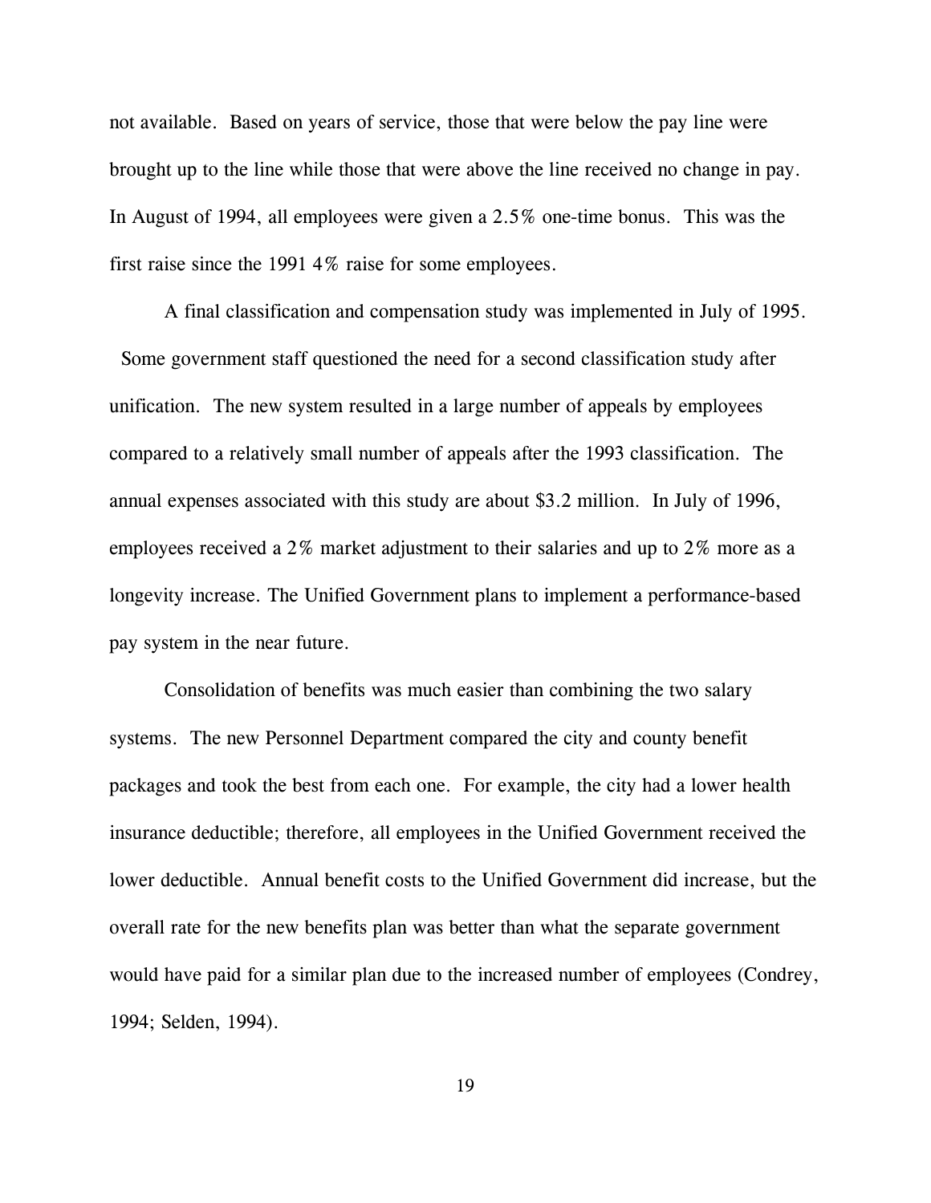not available. Based on years of service, those that were below the pay line were brought up to the line while those that were above the line received no change in pay. In August of 1994, all employees were given a 2.5% one-time bonus. This was the first raise since the 1991 4% raise for some employees.

A final classification and compensation study was implemented in July of 1995. Some government staff questioned the need for a second classification study after unification. The new system resulted in a large number of appeals by employees compared to a relatively small number of appeals after the 1993 classification. The annual expenses associated with this study are about $3.2 million. In July of 1996, employees received a 2% market adjustment to their salaries and up to 2% more as a longevity increase. The Unified Government plans to implement a performance-based pay system in the near future.

Consolidation of benefits was much easier than combining the two salary systems. The new Personnel Department compared the city and county benefit packages and took the best from each one. For example, the city had a lower health insurance deductible; therefore, all employees in the Unified Government received the lower deductible. Annual benefit costs to the Unified Government did increase, but the overall rate for the new benefits plan was better than what the separate government would have paid for a similar plan due to the increased number of employees (Condrey, 1994; Selden, 1994).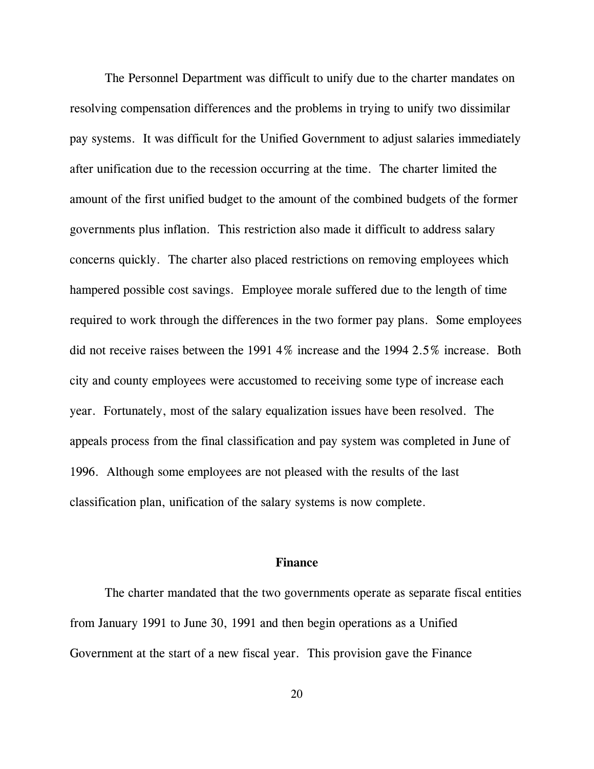The Personnel Department was difficult to unify due to the charter mandates on resolving compensation differences and the problems in trying to unify two dissimilar pay systems. It was difficult for the Unified Government to adjust salaries immediately after unification due to the recession occurring at the time. The charter limited the amount of the first unified budget to the amount of the combined budgets of the former governments plus inflation. This restriction also made it difficult to address salary concerns quickly. The charter also placed restrictions on removing employees which hampered possible cost savings. Employee morale suffered due to the length of time required to work through the differences in the two former pay plans. Some employees did not receive raises between the 1991 4% increase and the 1994 2.5% increase. Both city and county employees were accustomed to receiving some type of increase each year. Fortunately, most of the salary equalization issues have been resolved. The appeals process from the final classification and pay system was completed in June of 1996. Although some employees are not pleased with the results of the last classification plan, unification of the salary systems is now complete.

## Finance

The charter mandated that the two governments operate as separate fiscal entities from January 1991 to June 30, 1991 and then begin operations as a Unified Government at the start of a new fiscal year. This provision gave the Finance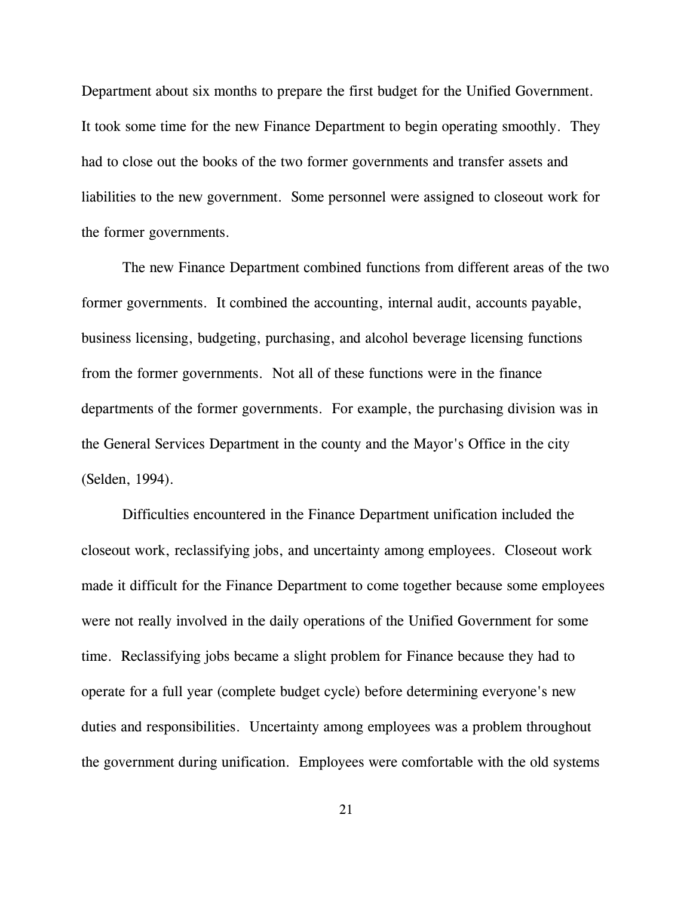Department about six months to prepare the first budget for the Unified Government. It took some time for the new Finance Department to begin operating smoothly. They had to close out the books of the two former governments and transfer assets and liabilities to the new government. Some personnel were assigned to closeout work for the former governments.

The new Finance Department combined functions from different areas of the two former governments. It combined the accounting, internal audit, accounts payable, business licensing, budgeting, purchasing, and alcohol beverage licensing functions from the former governments. Not all of these functions were in the finance departments of the former governments. For example, the purchasing division was in the General Services Department in the county and the Mayor's Office in the city (Selden, 1994).

Difficulties encountered in the Finance Department unification included the closeout work, reclassifying jobs, and uncertainty among employees. Closeout work made it difficult for the Finance Department to come together because some employees were not really involved in the daily operations of the Unified Government for some time. Reclassifying jobs became a slight problem for Finance because they had to operate for a full year (complete budget cycle) before determining everyone's new duties and responsibilities. Uncertainty among employees was a problem throughout the government during unification. Employees were comfortable with the old systems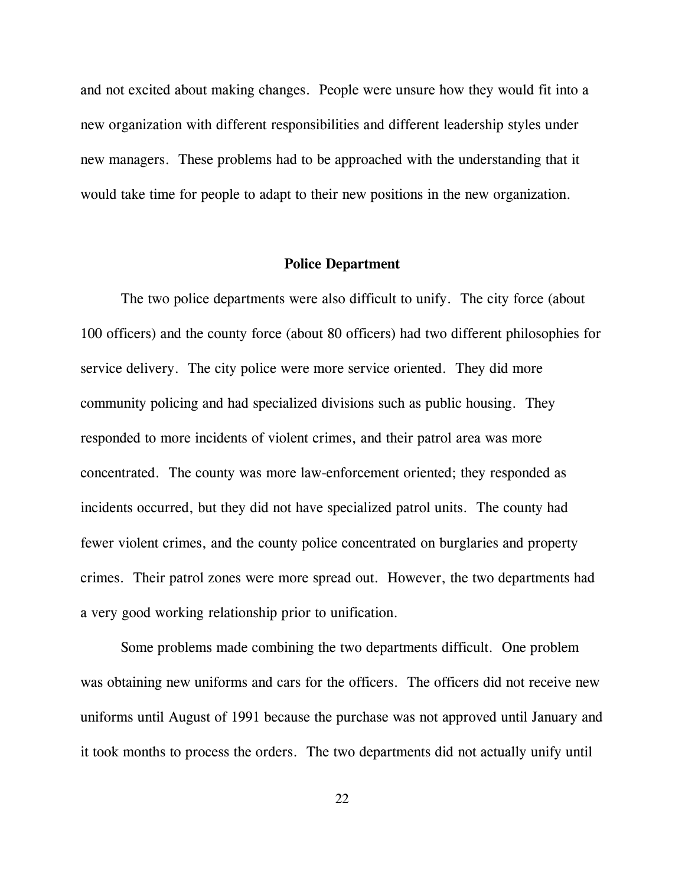and not excited about making changes. People were unsure how they would fit into a new organization with different responsibilities and different leadership styles under new managers. These problems had to be approached with the understanding that it would take time for people to adapt to their new positions in the new organization.

## Police Department

The two police departments were also difficult to unify. The city force (about 100 officers) and the county force (about 80 officers) had two different philosophies for service delivery. The city police were more service oriented. They did more community policing and had specialized divisions such as public housing. They responded to more incidents of violent crimes, and their patrol area was more concentrated. The county was more law-enforcement oriented; they responded as incidents occurred, but they did not have specialized patrol units. The county had fewer violent crimes, and the county police concentrated on burglaries and property crimes. Their patrol zones were more spread out. However, the two departments had a very good working relationship prior to unification.

Some problems made combining the two departments difficult. One problem was obtaining new uniforms and cars for the officers. The officers did not receive new uniforms until August of 1991 because the purchase was not approved until January and it took months to process the orders. The two departments did not actually unify until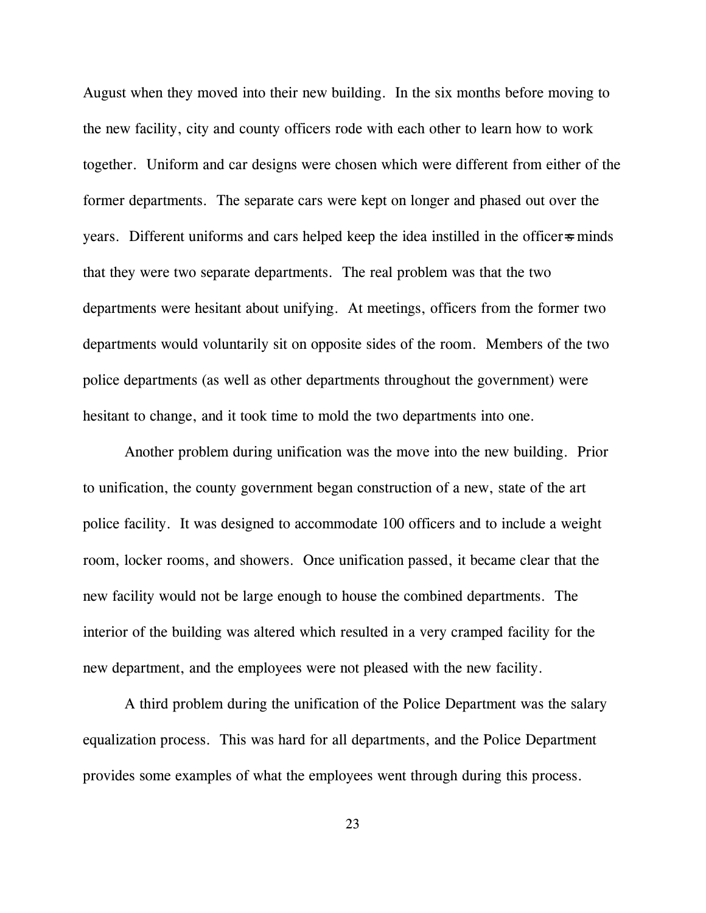August when they moved into their new building. In the six months before moving to the new facility, city and county officers rode with each other to learn how to work together. Uniform and car designs were chosen which were different from either of the former departments. The separate cars were kept on longer and phased out over the years. Different uniforms and cars helped keep the idea instilled in the officer's minds that they were two separate departments. The real problem was that the two departments were hesitant about unifying. At meetings, officers from the former two departments would voluntarily sit on opposite sides of the room. Members of the two police departments (as well as other departments throughout the government) were hesitant to change, and it took time to mold the two departments into one.

Another problem during unification was the move into the new building. Prior to unification, the county government began construction of a new, state of the art police facility. It was designed to accommodate 100 officers and to include a weight room, locker rooms, and showers. Once unification passed, it became clear that the new facility would not be large enough to house the combined departments. The interior of the building was altered which resulted in a very cramped facility for the new department, and the employees were not pleased with the new facility.

A third problem during the unification of the Police Department was the salary equalization process. This was hard for all departments, and the Police Department provides some examples of what the employees went through during this process.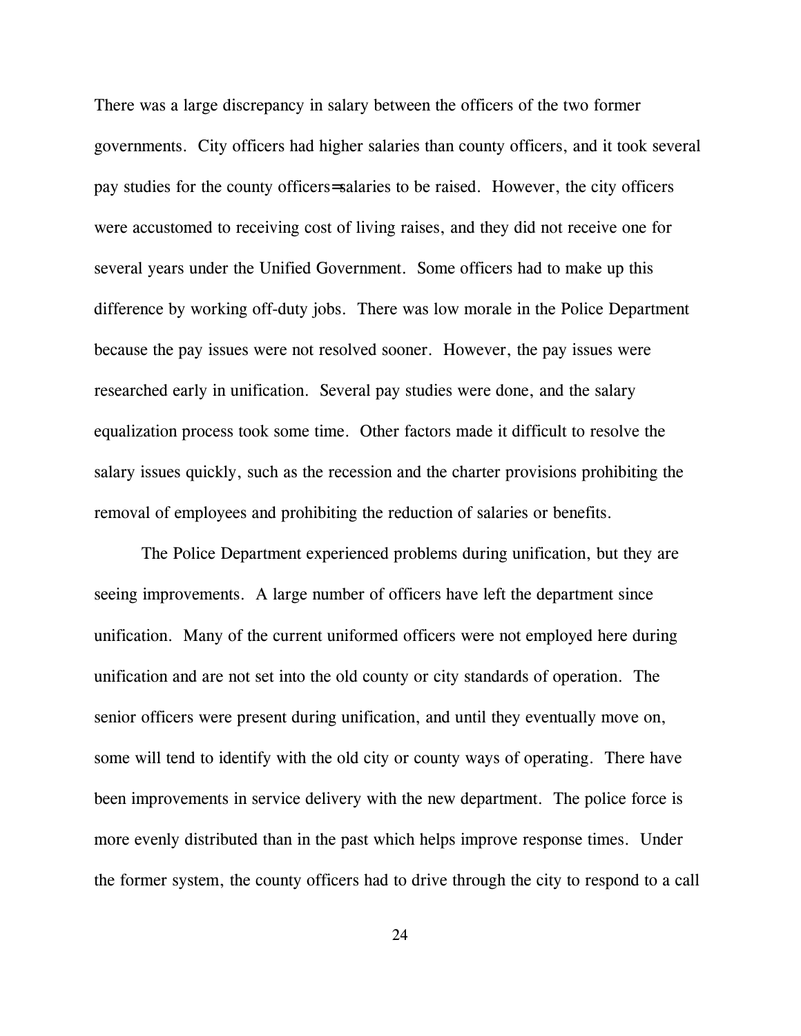There was a large discrepancy in salary between the officers of the two former governments. City officers had higher salaries than county officers, and it took several pay studies for the county officers=salaries to be raised. However, the city officers were accustomed to receiving cost of living raises, and they did not receive one for several years under the Unified Government. Some officers had to make up this difference by working off-duty jobs. There was low morale in the Police Department because the pay issues were not resolved sooner. However, the pay issues were researched early in unification. Several pay studies were done, and the salary equalization process took some time. Other factors made it difficult to resolve the salary issues quickly, such as the recession and the charter provisions prohibiting the removal of employees and prohibiting the reduction of salaries or benefits.

The Police Department experienced problems during unification, but they are seeing improvements. A large number of officers have left the department since unification. Many of the current uniformed officers were not employed here during unification and are not set into the old county or city standards of operation. The senior officers were present during unification, and until they eventually move on, some will tend to identify with the old city or county ways of operating. There have been improvements in service delivery with the new department. The police force is more evenly distributed than in the past which helps improve response times. Under the former system, the county officers had to drive through the city to respond to a call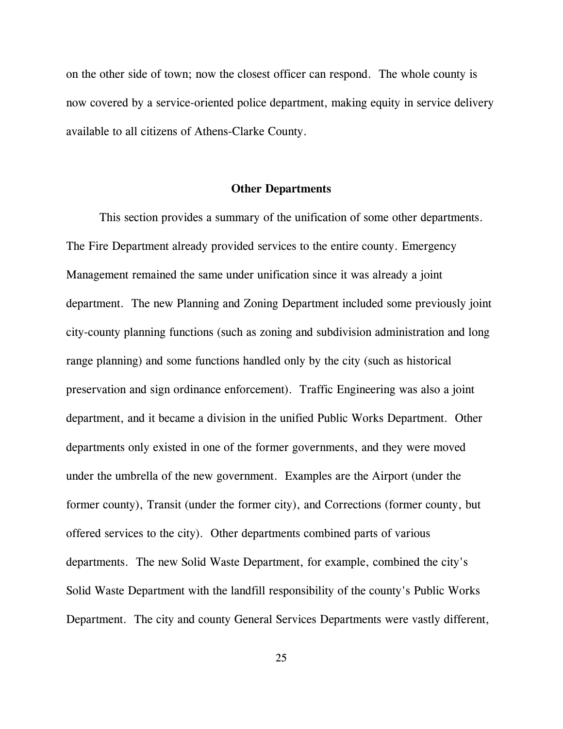on the other side of town; now the closest officer can respond. The whole county is now covered by a service-oriented police department, making equity in service delivery available to all citizens of Athens-Clarke County.

## Other Departments

This section provides a summary of the unification of some other departments. The Fire Department already provided services to the entire county. Emergency Management remained the same under unification since it was already a joint department. The new Planning and Zoning Department included some previously joint city-county planning functions (such as zoning and subdivision administration and long range planning) and some functions handled only by the city (such as historical preservation and sign ordinance enforcement). Traffic Engineering was also a joint department, and it became a division in the unified Public Works Department. Other departments only existed in one of the former governments, and they were moved under the umbrella of the new government. Examples are the Airport (under the former county), Transit (under the former city), and Corrections (former county, but offered services to the city). Other departments combined parts of various departments. The new Solid Waste Department, for example, combined the city's Solid Waste Department with the landfill responsibility of the county's Public Works Department. The city and county General Services Departments were vastly different,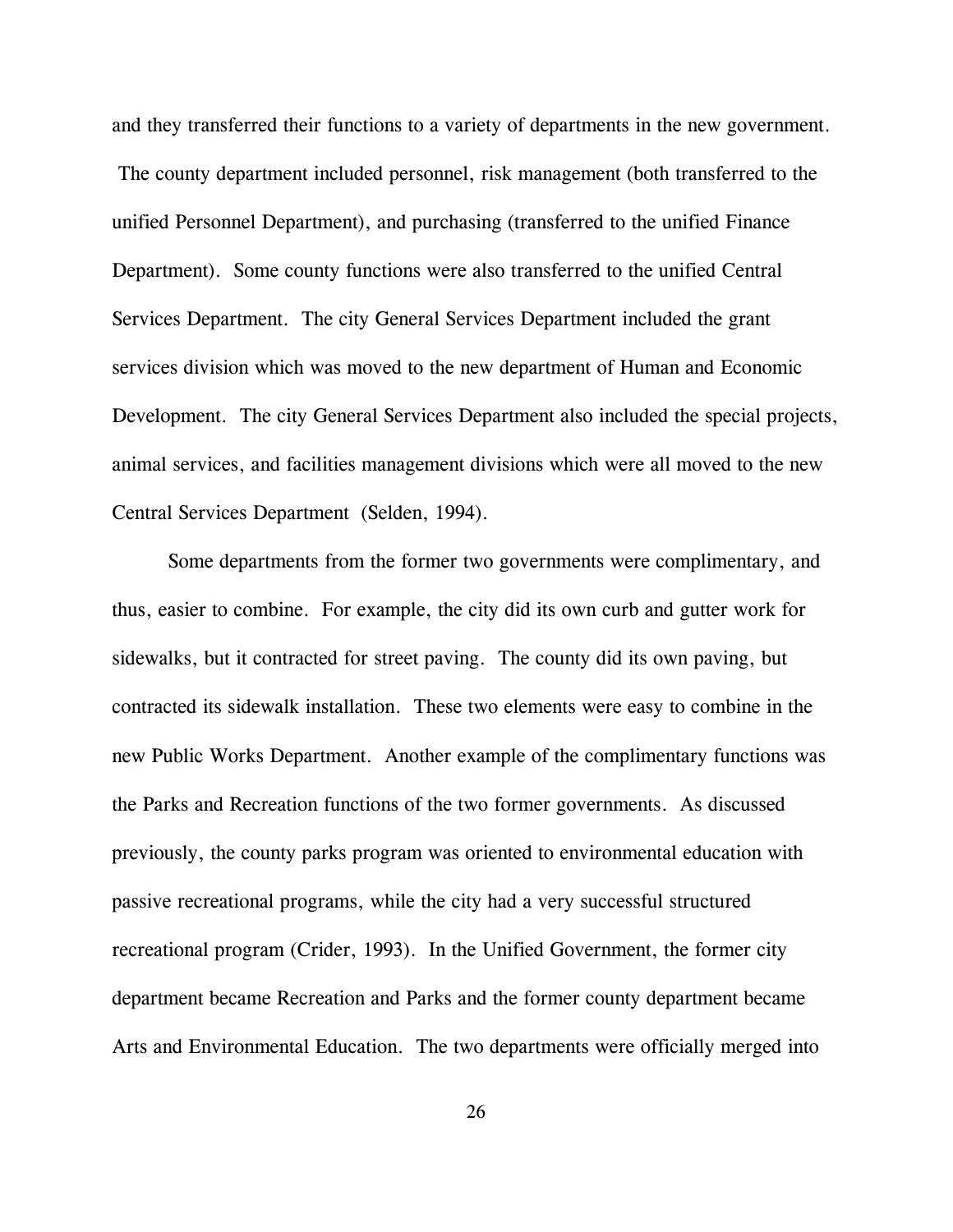and they transferred their functions to a variety of departments in the new government. The county department included personnel, risk management (both transferred to the unified Personnel Department), and purchasing (transferred to the unified Finance Department). Some county functions were also transferred to the unified Central Services Department. The city General Services Department included the grant services division which was moved to the new department of Human and Economic Development. The city General Services Department also included the special projects, animal services, and facilities management divisions which were all moved to the new Central Services Department (Selden, 1994).

Some departments from the former two governments were complimentary, and thus, easier to combine. For example, the city did its own curb and gutter work for sidewalks, but it contracted for street paving. The county did its own paving, but contracted its sidewalk installation. These two elements were easy to combine in the new Public Works Department. Another example of the complimentary functions was the Parks and Recreation functions of the two former governments. As discussed previously, the county parks program was oriented to environmental education with passive recreational programs, while the city had a very successful structured recreational program (Crider, 1993). In the Unified Government, the former city department became Recreation and Parks and the former county department became Arts and Environmental Education. The two departments were officially merged into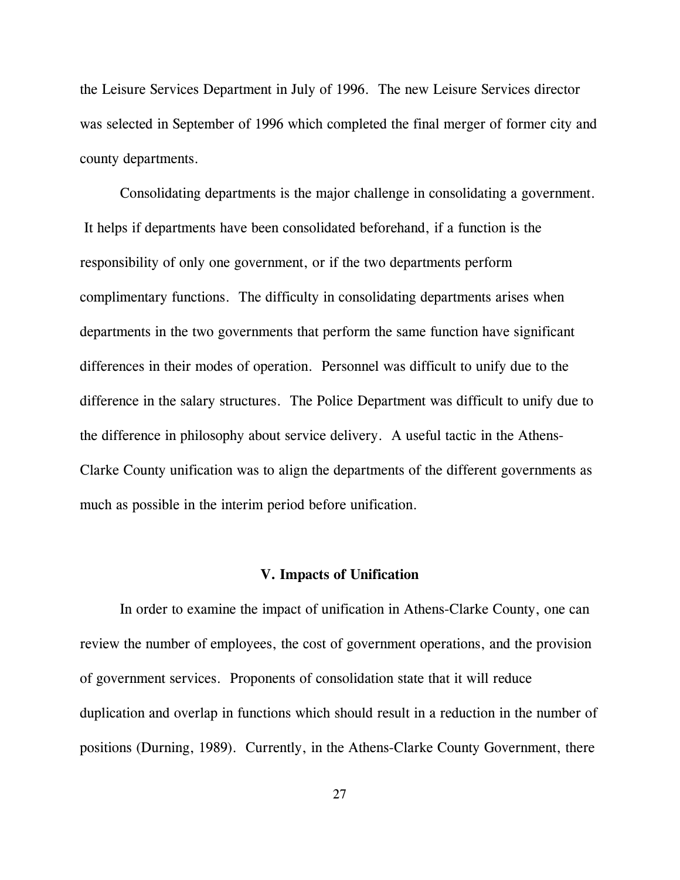the Leisure Services Department in July of 1996. The new Leisure Services director was selected in September of 1996 which completed the final merger of former city and county departments.

Consolidating departments is the major challenge in consolidating a government. It helps if departments have been consolidated beforehand, if a function is the responsibility of only one government, or if the two departments perform complimentary functions. The difficulty in consolidating departments arises when departments in the two governments that perform the same function have significant differences in their modes of operation. Personnel was difficult to unify due to the difference in the salary structures. The Police Department was difficult to unify due to the difference in philosophy about service delivery. A useful tactic in the Athens-Clarke County unification was to align the departments of the different governments as much as possible in the interim period before unification.

## V. Impacts of Unification

In order to examine the impact of unification in Athens-Clarke County, one can review the number of employees, the cost of government operations, and the provision of government services. Proponents of consolidation state that it will reduce duplication and overlap in functions which should result in a reduction in the number of positions (Durning, 1989). Currently, in the Athens-Clarke County Government, there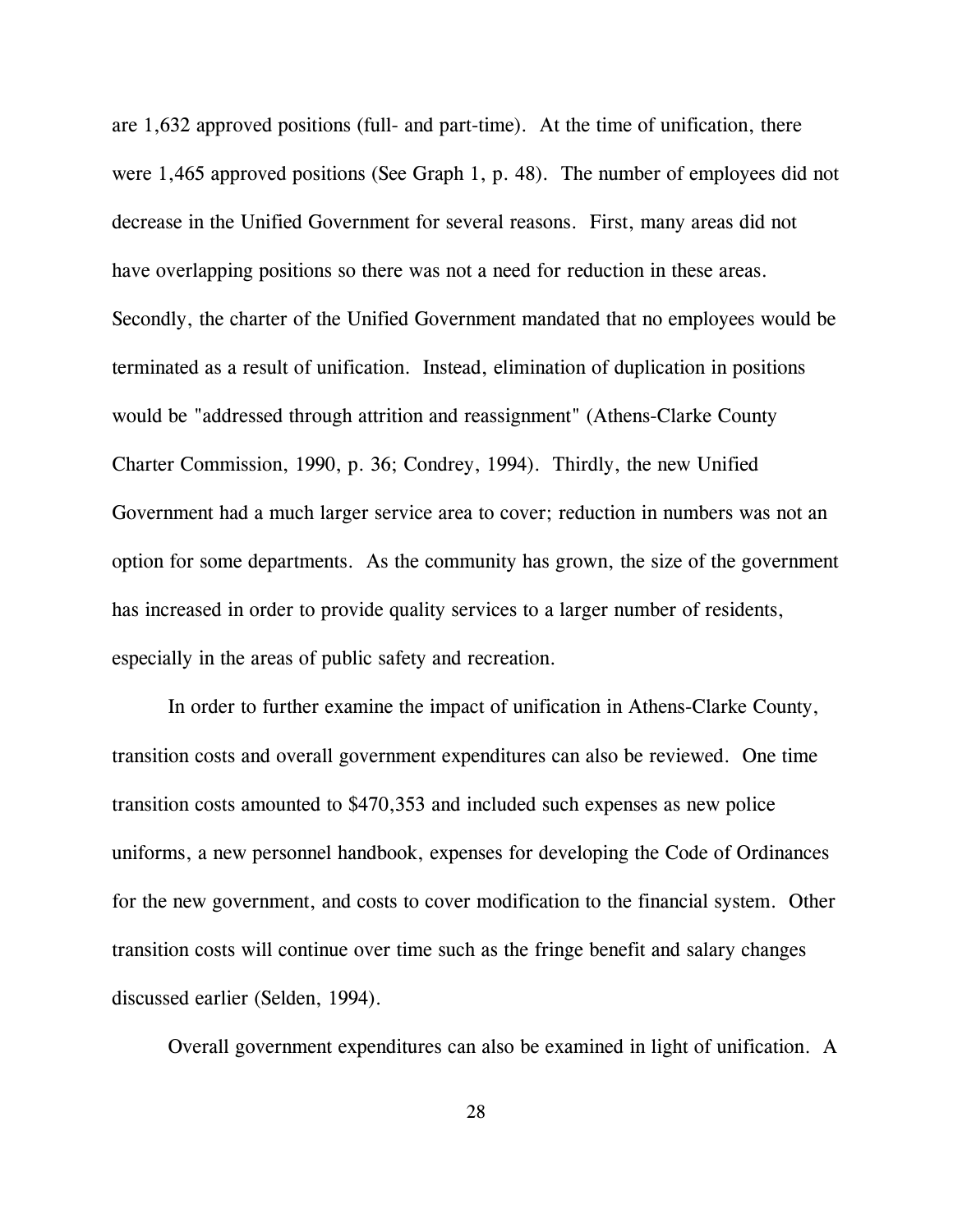are 1,632 approved positions (full- and part-time). At the time of unification, there were 1,465 approved positions (See Graph 1, p. 48). The number of employees did not decrease in the Unified Government for several reasons. First, many areas did not have overlapping positions so there was not a need for reduction in these areas. Secondly, the charter of the Unified Government mandated that no employees would be terminated as a result of unification. Instead, elimination of duplication in positions would be "addressed through attrition and reassignment" (Athens-Clarke County Charter Commission, 1990, p. 36; Condrey, 1994). Thirdly, the new Unified Government had a much larger service area to cover; reduction in numbers was not an option for some departments. As the community has grown, the size of the government has increased in order to provide quality services to a larger number of residents, especially in the areas of public safety and recreation.

In order to further examine the impact of unification in Athens-Clarke County, transition costs and overall government expenditures can also be reviewed. One time transition costs amounted to $470,353 and included such expenses as new police uniforms, a new personnel handbook, expenses for developing the Code of Ordinances for the new government, and costs to cover modification to the financial system. Other transition costs will continue over time such as the fringe benefit and salary changes discussed earlier (Selden, 1994).

Overall government expenditures can also be examined in light of unification. A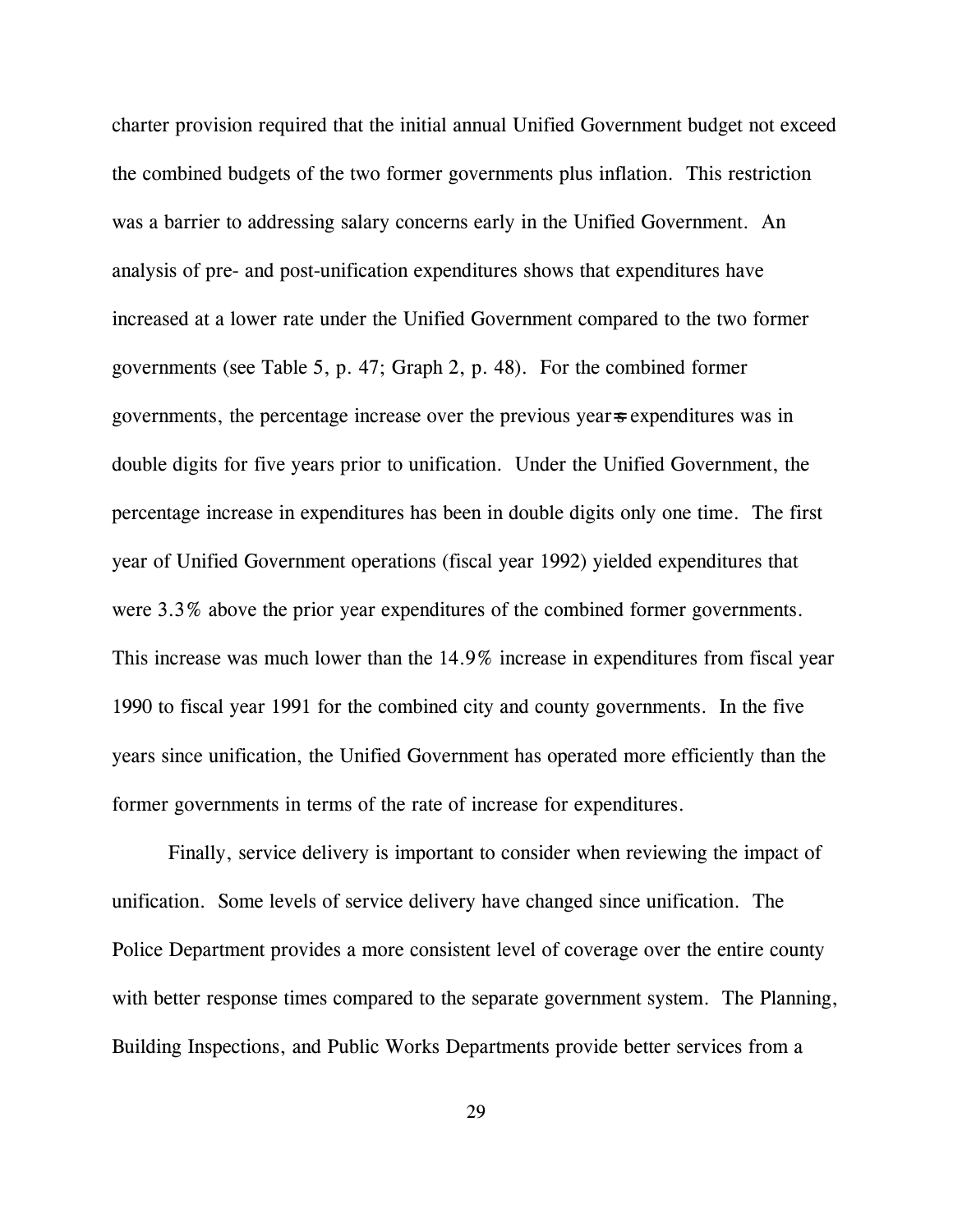charter provision required that the initial annual Unified Government budget not exceed the combined budgets of the two former governments plus inflation. This restriction was a barrier to addressing salary concerns early in the Unified Government. An analysis of pre- and post-unification expenditures shows that expenditures have increased at a lower rate under the Unified Government compared to the two former governments (see Table 5, p. 47; Graph 2, p. 48). For the combined former governments, the percentage increase over the previous year's expenditures was in double digits for five years prior to unification. Under the Unified Government, the percentage increase in expenditures has been in double digits only one time. The first year of Unified Government operations (fiscal year 1992) yielded expenditures that were 3.3% above the prior year expenditures of the combined former governments. This increase was much lower than the 14.9% increase in expenditures from fiscal year 1990 to fiscal year 1991 for the combined city and county governments. In the five years since unification, the Unified Government has operated more efficiently than the former governments in terms of the rate of increase for expenditures.

Finally, service delivery is important to consider when reviewing the impact of unification. Some levels of service delivery have changed since unification. The Police Department provides a more consistent level of coverage over the entire county with better response times compared to the separate government system. The Planning, Building Inspections, and Public Works Departments provide better services from a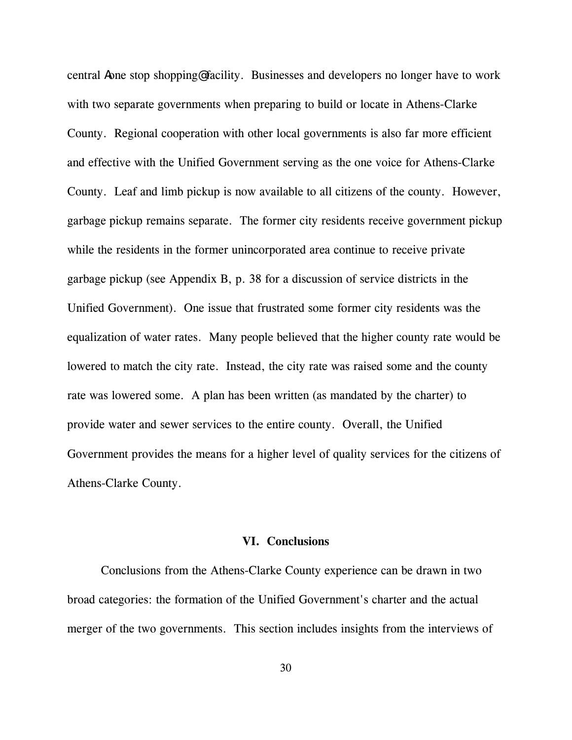central Aone stop shopping@ facility. Businesses and developers no longer have to work with two separate governments when preparing to build or locate in Athens-Clarke County. Regional cooperation with other local governments is also far more efficient and effective with the Unified Government serving as the one voice for Athens-Clarke County. Leaf and limb pickup is now available to all citizens of the county. However, garbage pickup remains separate. The former city residents receive government pickup while the residents in the former unincorporated area continue to receive private garbage pickup (see Appendix B, p. 38 for a discussion of service districts in the Unified Government). One issue that frustrated some former city residents was the equalization of water rates. Many people believed that the higher county rate would be lowered to match the city rate. Instead, the city rate was raised some and the county rate was lowered some. A plan has been written (as mandated by the charter) to provide water and sewer services to the entire county. Overall, the Unified Government provides the means for a higher level of quality services for the citizens of Athens-Clarke County.

## VI. Conclusions

Conclusions from the Athens-Clarke County experience can be drawn in two broad categories: the formation of the Unified Government's charter and the actual merger of the two governments. This section includes insights from the interviews of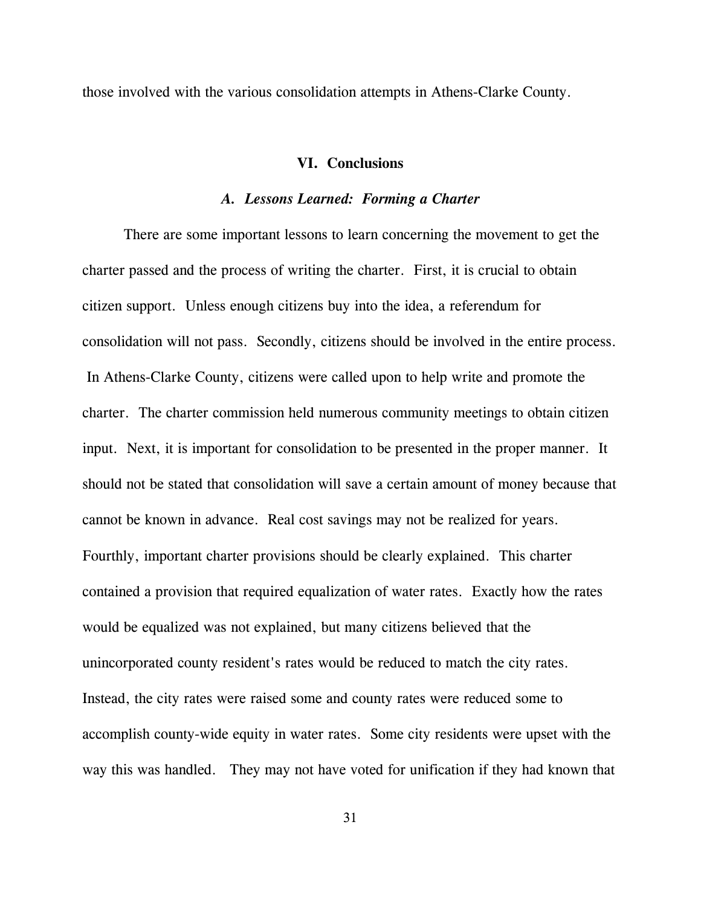those involved with the various consolidation attempts in Athens-Clarke County.

## VI. Conclusions

### *A. Lessons Learned: Forming a Charter*

There are some important lessons to learn concerning the movement to get the charter passed and the process of writing the charter. First, it is crucial to obtain citizen support. Unless enough citizens buy into the idea, a referendum for consolidation will not pass. Secondly, citizens should be involved in the entire process. In Athens-Clarke County, citizens were called upon to help write and promote the charter. The charter commission held numerous community meetings to obtain citizen input. Next, it is important for consolidation to be presented in the proper manner. It should not be stated that consolidation will save a certain amount of money because that cannot be known in advance. Real cost savings may not be realized for years. Fourthly, important charter provisions should be clearly explained. This charter contained a provision that required equalization of water rates. Exactly how the rates would be equalized was not explained, but many citizens believed that the unincorporated county resident's rates would be reduced to match the city rates. Instead, the city rates were raised some and county rates were reduced some to accomplish county-wide equity in water rates. Some city residents were upset with the way this was handled. They may not have voted for unification if they had known that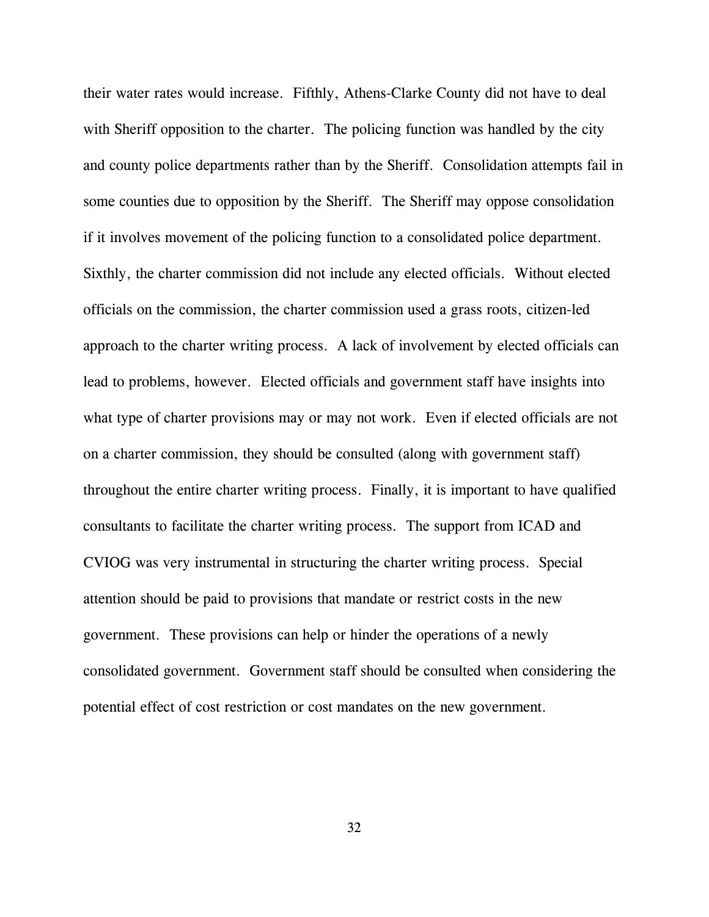their water rates would increase. Fifthly, Athens-Clarke County did not have to deal with Sheriff opposition to the charter. The policing function was handled by the city and county police departments rather than by the Sheriff. Consolidation attempts fail in some counties due to opposition by the Sheriff. The Sheriff may oppose consolidation if it involves movement of the policing function to a consolidated police department. Sixthly, the charter commission did not include any elected officials. Without elected officials on the commission, the charter commission used a grass roots, citizen-led approach to the charter writing process. A lack of involvement by elected officials can lead to problems, however. Elected officials and government staff have insights into what type of charter provisions may or may not work. Even if elected officials are not on a charter commission, they should be consulted (along with government staff) throughout the entire charter writing process. Finally, it is important to have qualified consultants to facilitate the charter writing process. The support from ICAD and CVIOG was very instrumental in structuring the charter writing process. Special attention should be paid to provisions that mandate or restrict costs in the new government. These provisions can help or hinder the operations of a newly consolidated government. Government staff should be consulted when considering the potential effect of cost restriction or cost mandates on the new government.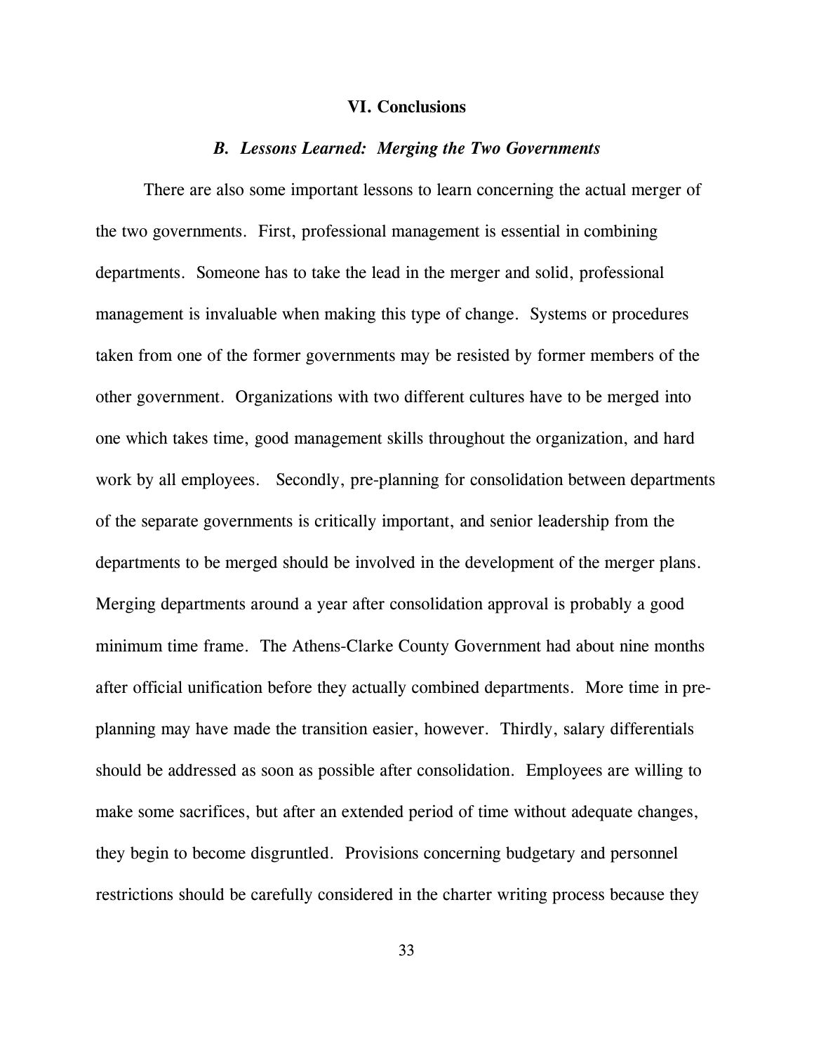## VI. Conclusions

### *B. Lessons Learned: Merging the Two Governments*

There are also some important lessons to learn concerning the actual merger of the two governments. First, professional management is essential in combining departments. Someone has to take the lead in the merger and solid, professional management is invaluable when making this type of change. Systems or procedures taken from one of the former governments may be resisted by former members of the other government. Organizations with two different cultures have to be merged into one which takes time, good management skills throughout the organization, and hard work by all employees. Secondly, pre-planning for consolidation between departments of the separate governments is critically important, and senior leadership from the departments to be merged should be involved in the development of the merger plans. Merging departments around a year after consolidation approval is probably a good minimum time frame. The Athens-Clarke County Government had about nine months after official unification before they actually combined departments. More time in pre-planning may have made the transition easier, however. Thirdly, salary differentials should be addressed as soon as possible after consolidation. Employees are willing to make some sacrifices, but after an extended period of time without adequate changes, they begin to become disgruntled. Provisions concerning budgetary and personnel restrictions should be carefully considered in the charter writing process because they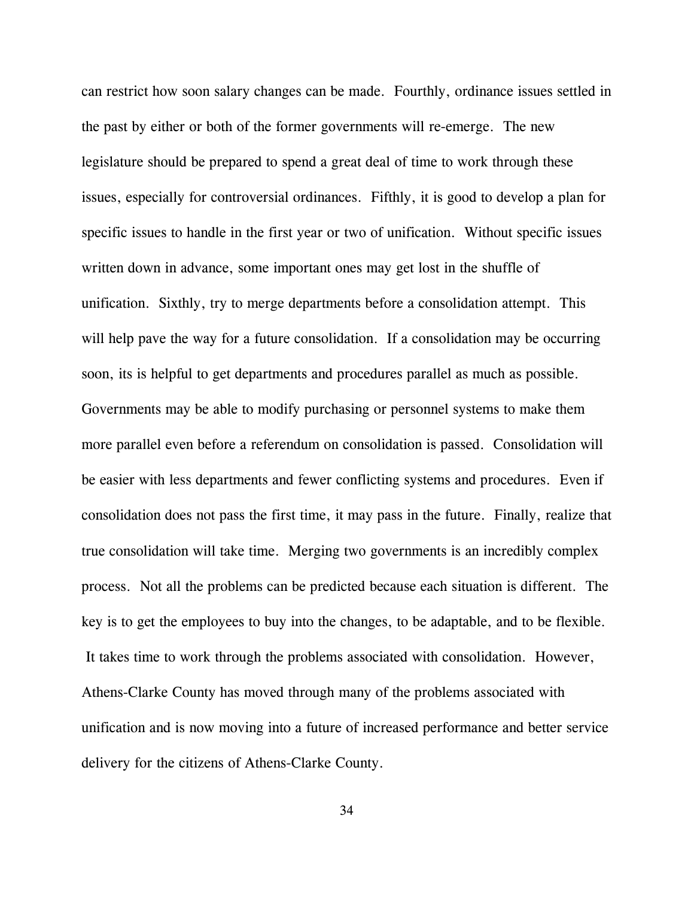can restrict how soon salary changes can be made. Fourthly, ordinance issues settled in the past by either or both of the former governments will re-emerge. The new legislature should be prepared to spend a great deal of time to work through these issues, especially for controversial ordinances. Fifthly, it is good to develop a plan for specific issues to handle in the first year or two of unification. Without specific issues written down in advance, some important ones may get lost in the shuffle of unification. Sixthly, try to merge departments before a consolidation attempt. This will help pave the way for a future consolidation. If a consolidation may be occurring soon, its is helpful to get departments and procedures parallel as much as possible. Governments may be able to modify purchasing or personnel systems to make them more parallel even before a referendum on consolidation is passed. Consolidation will be easier with less departments and fewer conflicting systems and procedures. Even if consolidation does not pass the first time, it may pass in the future. Finally, realize that true consolidation will take time. Merging two governments is an incredibly complex process. Not all the problems can be predicted because each situation is different. The key is to get the employees to buy into the changes, to be adaptable, and to be flexible. It takes time to work through the problems associated with consolidation. However, Athens-Clarke County has moved through many of the problems associated with unification and is now moving into a future of increased performance and better service delivery for the citizens of Athens-Clarke County.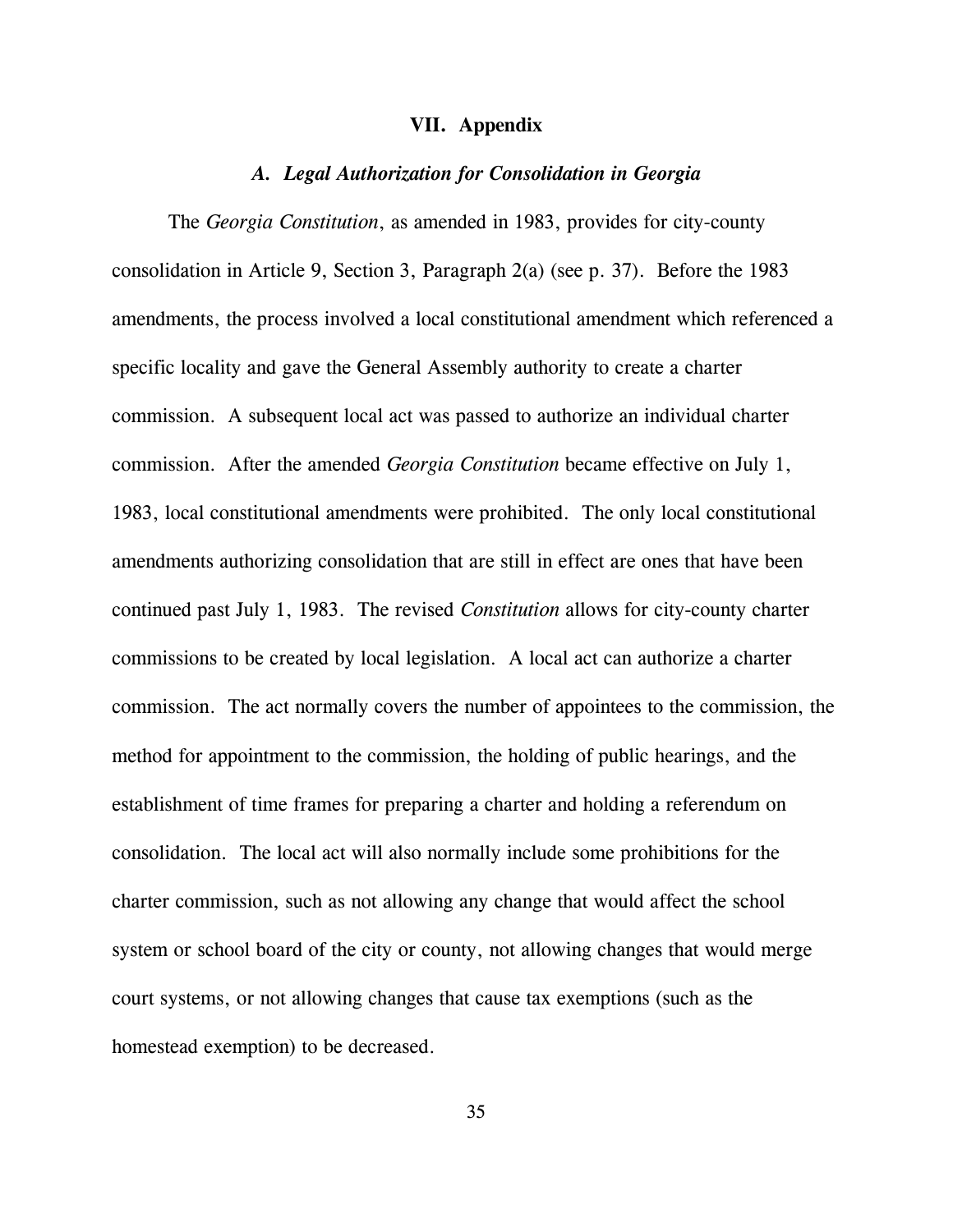## VII. Appendix

### *A. Legal Authorization for Consolidation in Georgia*

The *Georgia Constitution*, as amended in 1983, provides for city-county consolidation in Article 9, Section 3, Paragraph 2(a) (see p. 37). Before the 1983 amendments, the process involved a local constitutional amendment which referenced a specific locality and gave the General Assembly authority to create a charter commission. A subsequent local act was passed to authorize an individual charter commission. After the amended *Georgia Constitution* became effective on July 1, 1983, local constitutional amendments were prohibited. The only local constitutional amendments authorizing consolidation that are still in effect are ones that have been continued past July 1, 1983. The revised *Constitution* allows for city-county charter commissions to be created by local legislation. A local act can authorize a charter commission. The act normally covers the number of appointees to the commission, the method for appointment to the commission, the holding of public hearings, and the establishment of time frames for preparing a charter and holding a referendum on consolidation. The local act will also normally include some prohibitions for the charter commission, such as not allowing any change that would affect the school system or school board of the city or county, not allowing changes that would merge court systems, or not allowing changes that cause tax exemptions (such as the homestead exemption) to be decreased.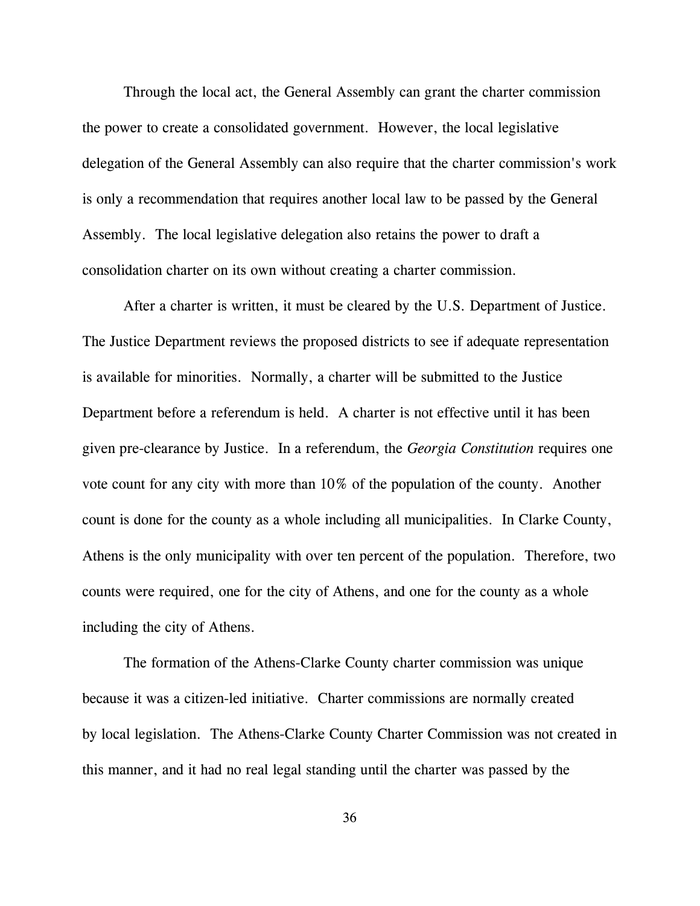Through the local act, the General Assembly can grant the charter commission the power to create a consolidated government. However, the local legislative delegation of the General Assembly can also require that the charter commission's work is only a recommendation that requires another local law to be passed by the General Assembly. The local legislative delegation also retains the power to draft a consolidation charter on its own without creating a charter commission.

After a charter is written, it must be cleared by the U.S. Department of Justice. The Justice Department reviews the proposed districts to see if adequate representation is available for minorities. Normally, a charter will be submitted to the Justice Department before a referendum is held. A charter is not effective until it has been given pre-clearance by Justice. In a referendum, the *Georgia Constitution* requires one vote count for any city with more than 10% of the population of the county. Another count is done for the county as a whole including all municipalities. In Clarke County, Athens is the only municipality with over ten percent of the population. Therefore, two counts were required, one for the city of Athens, and one for the county as a whole including the city of Athens.

The formation of the Athens-Clarke County charter commission was unique because it was a citizen-led initiative. Charter commissions are normally created by local legislation. The Athens-Clarke County Charter Commission was not created in this manner, and it had no real legal standing until the charter was passed by the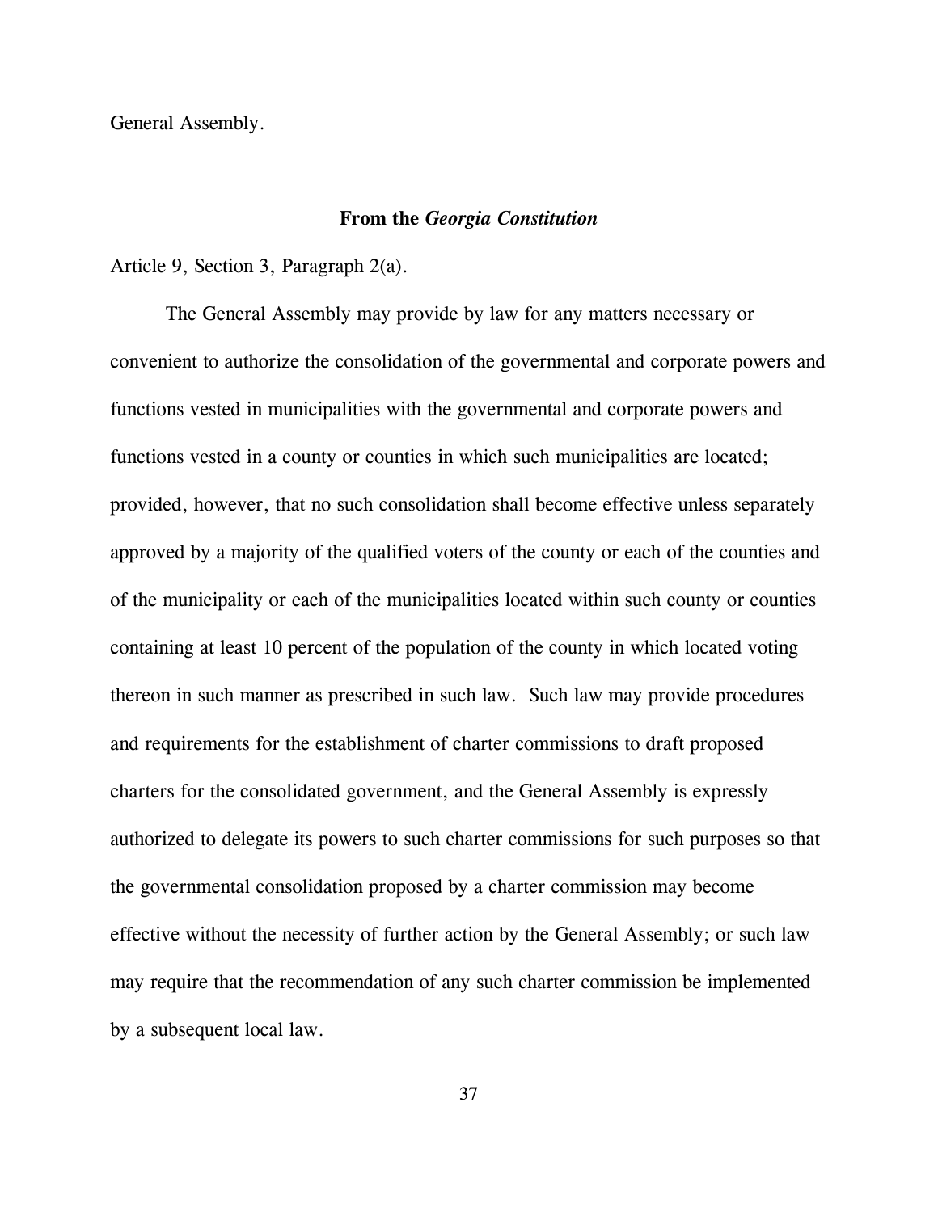General Assembly.

### From the *Georgia Constitution*

Article 9, Section 3, Paragraph 2(a).

The General Assembly may provide by law for any matters necessary or convenient to authorize the consolidation of the governmental and corporate powers and functions vested in municipalities with the governmental and corporate powers and functions vested in a county or counties in which such municipalities are located; provided, however, that no such consolidation shall become effective unless separately approved by a majority of the qualified voters of the county or each of the counties and of the municipality or each of the municipalities located within such county or counties containing at least 10 percent of the population of the county in which located voting thereon in such manner as prescribed in such law. Such law may provide procedures and requirements for the establishment of charter commissions to draft proposed charters for the consolidated government, and the General Assembly is expressly authorized to delegate its powers to such charter commissions for such purposes so that the governmental consolidation proposed by a charter commission may become effective without the necessity of further action by the General Assembly; or such law may require that the recommendation of any such charter commission be implemented by a subsequent local law.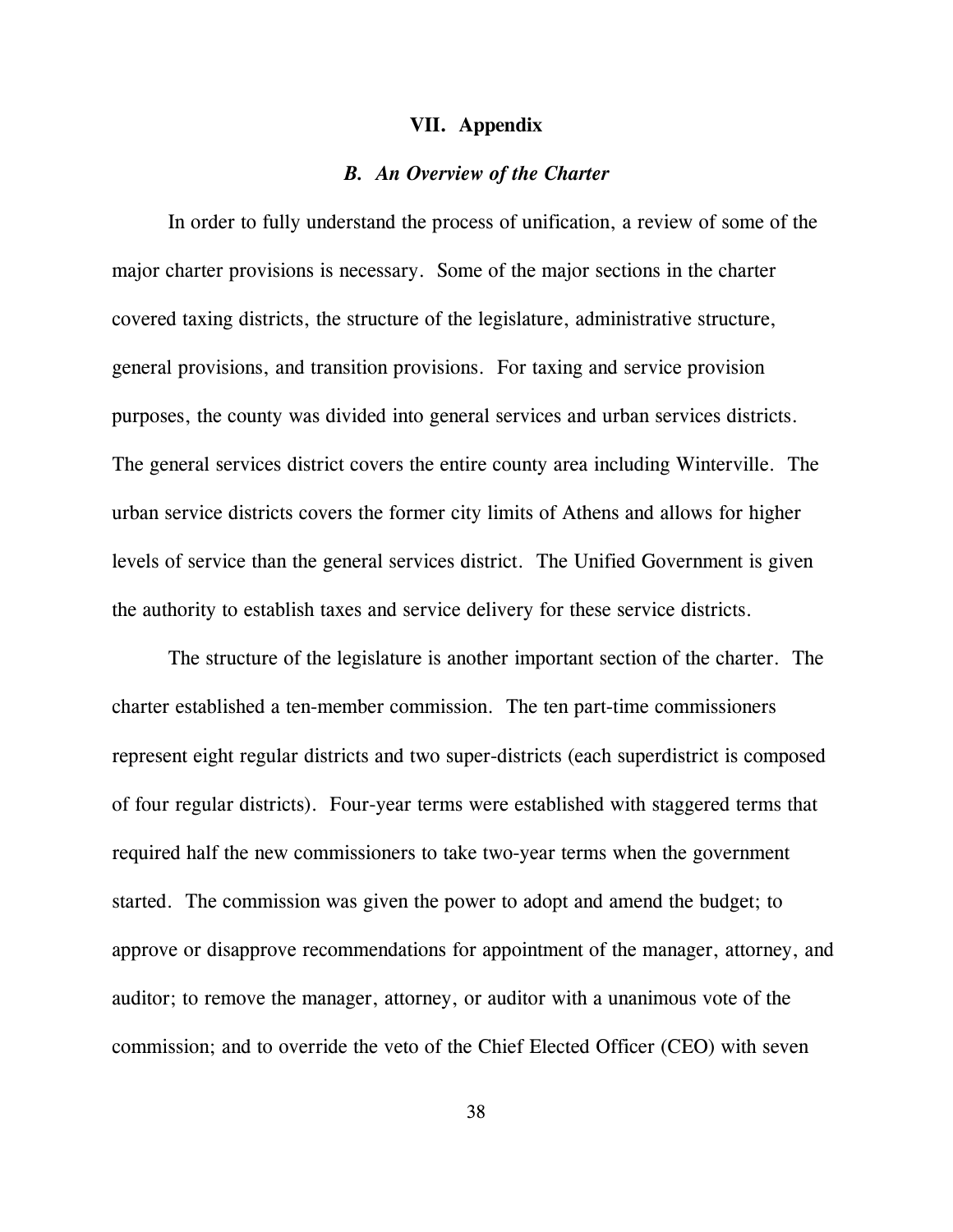# VII. Appendix

### *B. An Overview of the Charter*

In order to fully understand the process of unification, a review of some of the major charter provisions is necessary. Some of the major sections in the charter covered taxing districts, the structure of the legislature, administrative structure, general provisions, and transition provisions. For taxing and service provision purposes, the county was divided into general services and urban services districts. The general services district covers the entire county area including Winterville. The urban service districts covers the former city limits of Athens and allows for higher levels of service than the general services district. The Unified Government is given the authority to establish taxes and service delivery for these service districts.

The structure of the legislature is another important section of the charter. The charter established a ten-member commission. The ten part-time commissioners represent eight regular districts and two super-districts (each superdistrict is composed of four regular districts). Four-year terms were established with staggered terms that required half the new commissioners to take two-year terms when the government started. The commission was given the power to adopt and amend the budget; to approve or disapprove recommendations for appointment of the manager, attorney, and auditor; to remove the manager, attorney, or auditor with a unanimous vote of the commission; and to override the veto of the Chief Elected Officer (CEO) with seven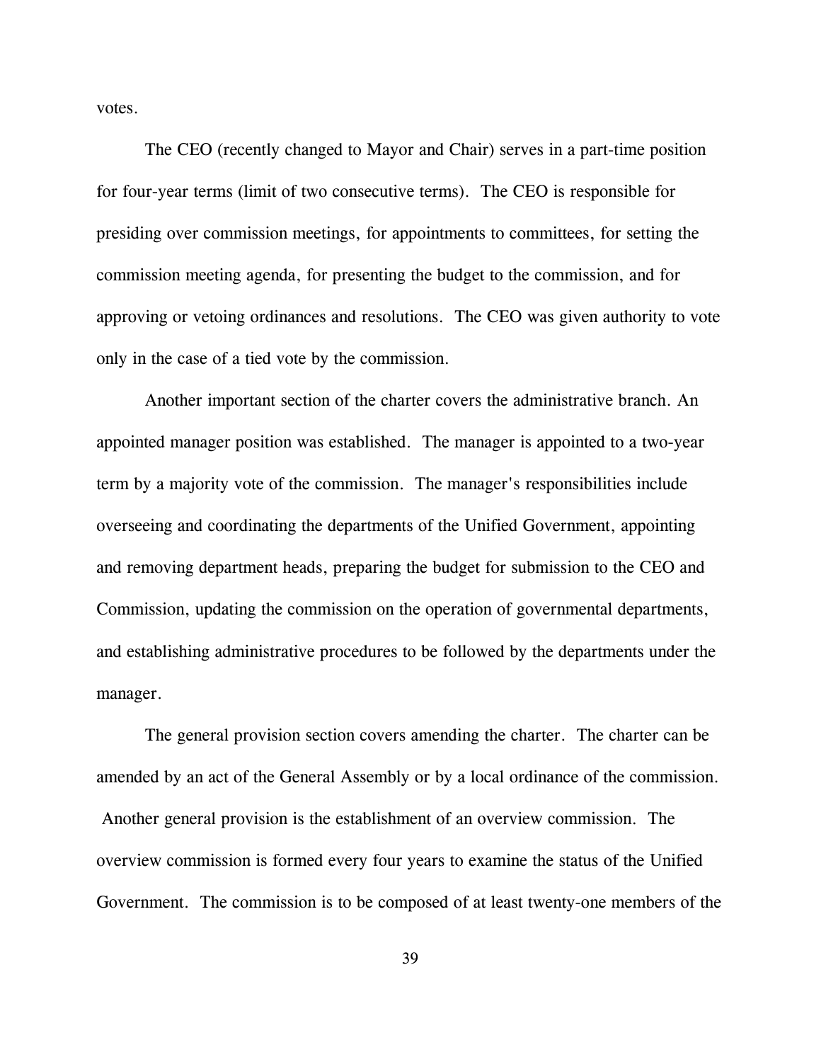votes.

The CEO (recently changed to Mayor and Chair) serves in a part-time position for four-year terms (limit of two consecutive terms). The CEO is responsible for presiding over commission meetings, for appointments to committees, for setting the commission meeting agenda, for presenting the budget to the commission, and for approving or vetoing ordinances and resolutions. The CEO was given authority to vote only in the case of a tied vote by the commission.

Another important section of the charter covers the administrative branch. An appointed manager position was established. The manager is appointed to a two-year term by a majority vote of the commission. The manager's responsibilities include overseeing and coordinating the departments of the Unified Government, appointing and removing department heads, preparing the budget for submission to the CEO and Commission, updating the commission on the operation of governmental departments, and establishing administrative procedures to be followed by the departments under the manager.

The general provision section covers amending the charter. The charter can be amended by an act of the General Assembly or by a local ordinance of the commission. Another general provision is the establishment of an overview commission. The overview commission is formed every four years to examine the status of the Unified Government. The commission is to be composed of at least twenty-one members of the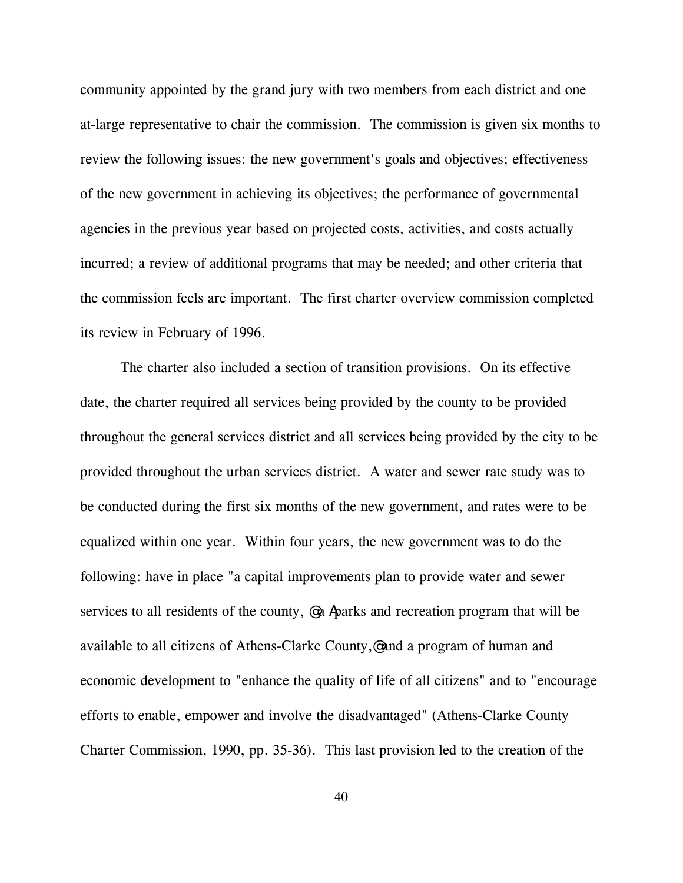community appointed by the grand jury with two members from each district and one at-large representative to chair the commission. The commission is given six months to review the following issues: the new government's goals and objectives; effectiveness of the new government in achieving its objectives; the performance of governmental agencies in the previous year based on projected costs, activities, and costs actually incurred; a review of additional programs that may be needed; and other criteria that the commission feels are important. The first charter overview commission completed its review in February of 1996.

The charter also included a section of transition provisions. On its effective date, the charter required all services being provided by the county to be provided throughout the general services district and all services being provided by the city to be provided throughout the urban services district. A water and sewer rate study was to be conducted during the first six months of the new government, and rates were to be equalized within one year. Within four years, the new government was to do the following: have in place "a capital improvements plan to provide water and sewer services to all residents of the county, @ a Aparks and recreation program that will be available to all citizens of Athens-Clarke County, @ and a program of human and economic development to "enhance the quality of life of all citizens" and to "encourage efforts to enable, empower and involve the disadvantaged" (Athens-Clarke County Charter Commission, 1990, pp. 35-36). This last provision led to the creation of the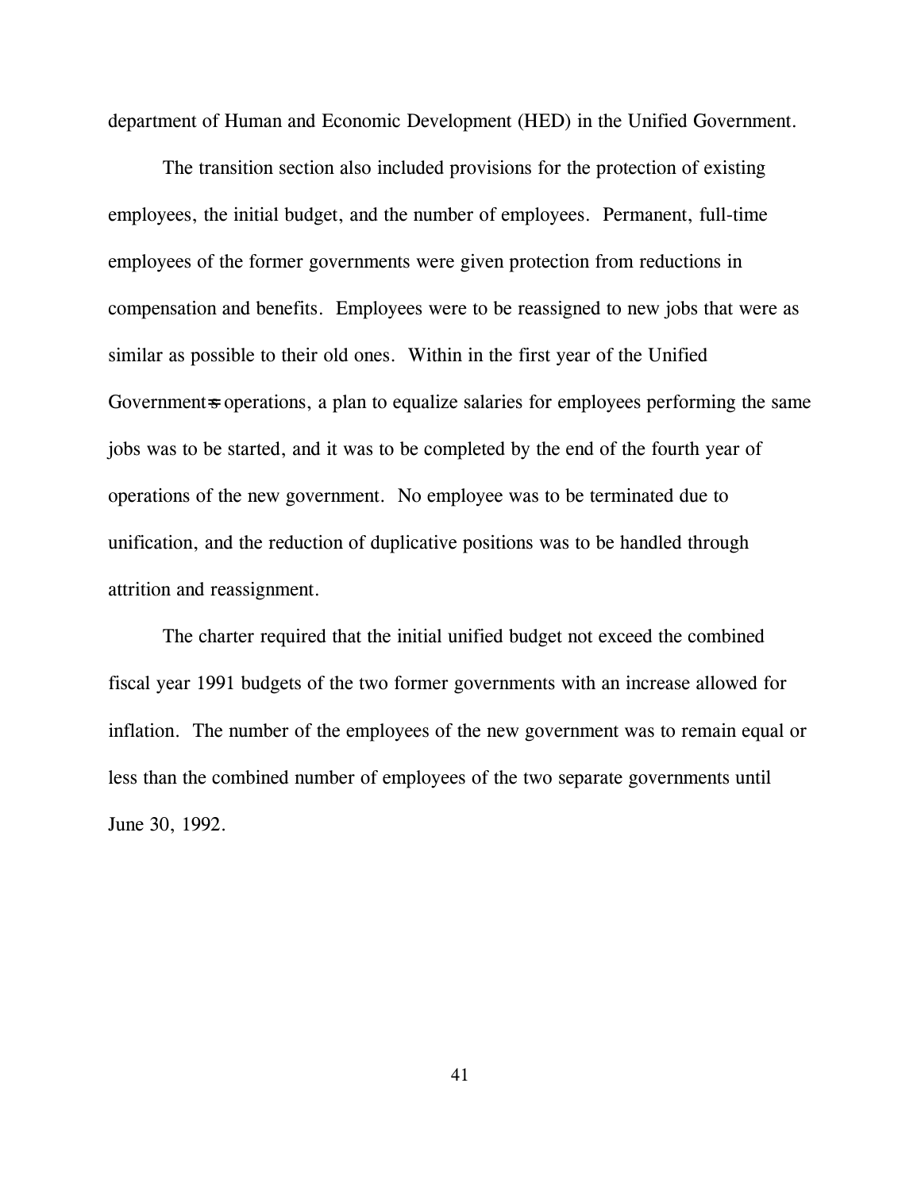department of Human and Economic Development (HED) in the Unified Government.

The transition section also included provisions for the protection of existing employees, the initial budget, and the number of employees. Permanent, full-time employees of the former governments were given protection from reductions in compensation and benefits. Employees were to be reassigned to new jobs that were as similar as possible to their old ones. Within in the first year of the Unified Government's operations, a plan to equalize salaries for employees performing the same jobs was to be started, and it was to be completed by the end of the fourth year of operations of the new government. No employee was to be terminated due to unification, and the reduction of duplicative positions was to be handled through attrition and reassignment.

The charter required that the initial unified budget not exceed the combined fiscal year 1991 budgets of the two former governments with an increase allowed for inflation. The number of the employees of the new government was to remain equal or less than the combined number of employees of the two separate governments until June 30, 1992.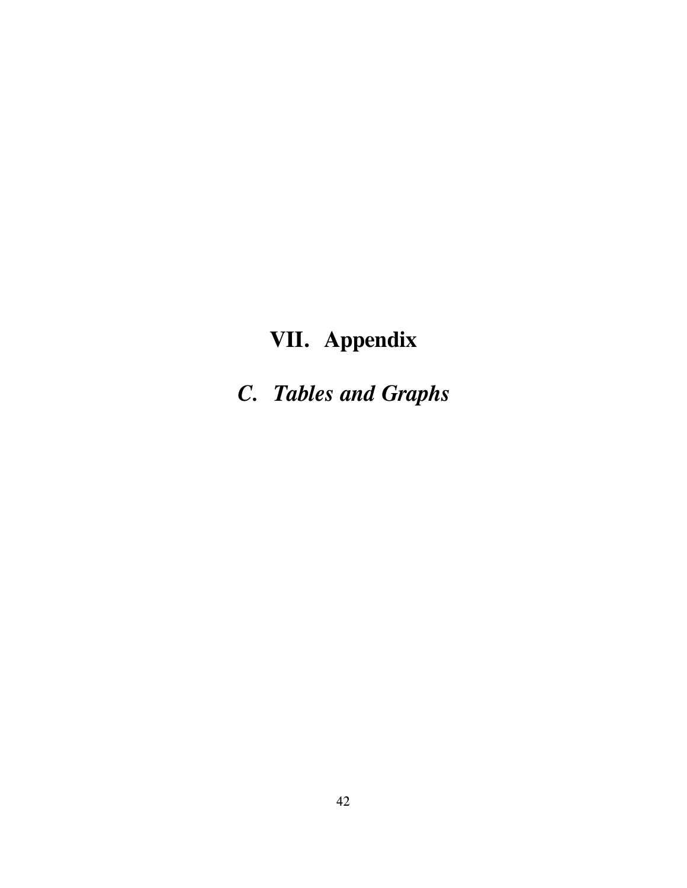# VII. Appendix

## *C. Tables and Graphs*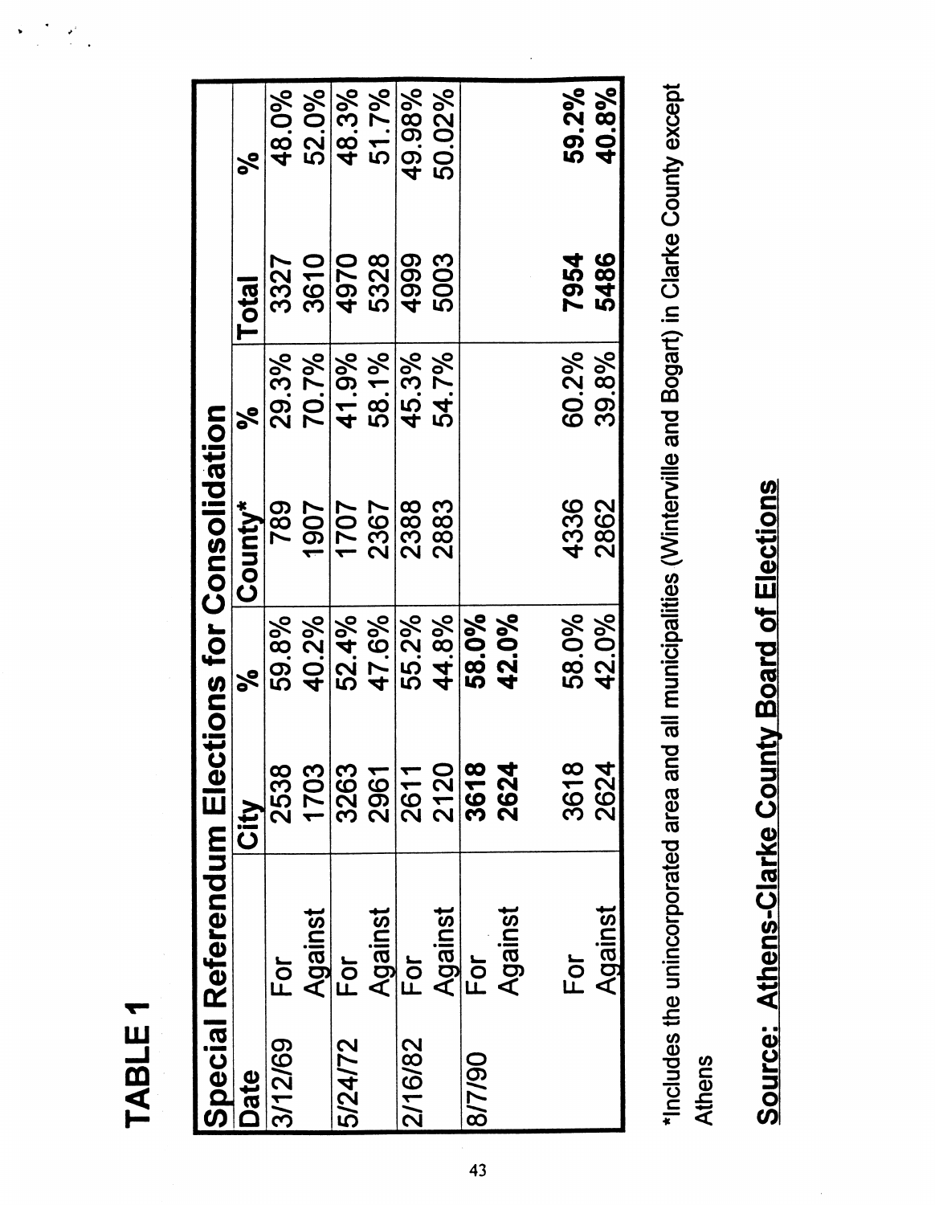# TABLE 1

| Special Referendum Elections for Consolidation | | | | | | | |
|---|---|---|---|---|---|---|---|
| Date | | City | % | County* | % | Total | % |
| 3/12/69 | For | 2538 | 59.8% | 789 | 29.3% | 3327 | 48.0% |
| | Against | 1703 | 40.2% | 1907 | 70.7% | 3610 | 52.0% |
| 5/24/72 | For | 3263 | 52.4% | 1707 | 41.9% | 4970 | 48.3% |
| | Against | 2961 | 47.6% | 2367 | 58.1% | 5328 | 51.7% |
| 2/16/82 | For | 2611 | 55.2% | 2388 | 45.3% | 4999 | 49.98% |
| | Against | 2120 | 44.8% | 2883 | 54.7% | 5003 | 50.02% |
| 8/7/90 | For | **3618** | **58.0%** | | | | |
| | Against | **2624** | **42.0%** | | | | |
| | For | 3618 | 58.0% | 4336 | 60.2% | **7954** | **59.2%** |
| | Against | 2624 | 42.0% | 2862 | 39.8% | **5486** | **40.8%** |

*Includes the unincorporated area and all municipalities (Winterville and Bogart) in Clarke County except Athens

**Source: Athens-Clarke County Board of Elections**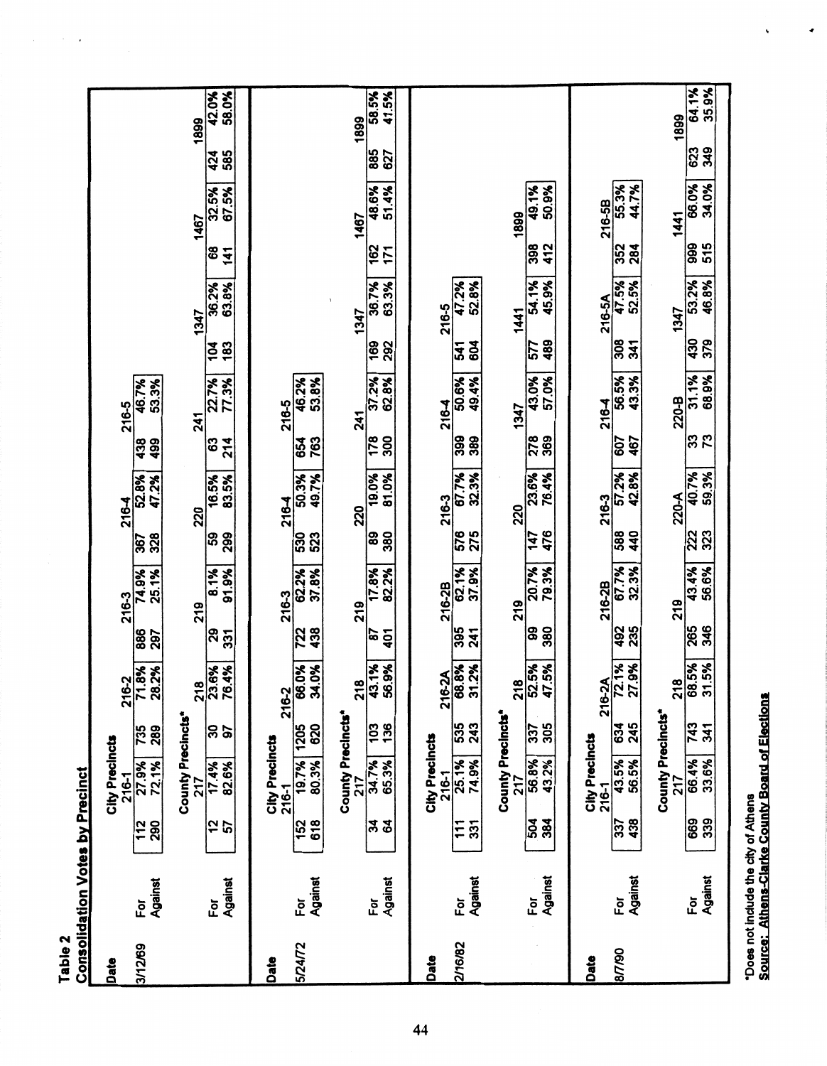**Table 2**
**Consolidation Votes by Precinct**

**Date: 3/12/69**

| | City Precincts | | | | | | | | | |
|---|---|---|---|---|---|---|---|---|---|---|
| | 216-1 | | 216-2 | | 216-3 | | 216-4 | | 216-5 | |
| For | 112 | 27.9% | 735 | 71.8% | 886 | 74.9% | 367 | 52.8% | 438 | 46.7% |
| Against | 290 | 72.1% | 289 | 28.2% | 297 | 25.1% | 328 | 47.2% | 499 | 53.3% |

| | County Precincts* | | | | | | | | | | | | | |
|---|---|---|---|---|---|---|---|---|---|---|---|---|---|---|
| | 217 | | 218 | | 219 | | 220 | | 241 | | 1347 | | 1467 | | 1899 | |
| For | 12 | 17.4% | 30 | 23.6% | 29 | 8.1% | 59 | 16.5% | 63 | 22.7% | 104 | 36.2% | 68 | 32.5% | 424 | 42.0% |
| Against | 57 | 82.6% | 97 | 76.4% | 331 | 91.9% | 299 | 83.5% | 214 | 77.3% | 183 | 63.8% | 141 | 67.5% | 585 | 58.0% |

**Date: 5/24/72**

| | City Precincts | | | | | | | | | |
|---|---|---|---|---|---|---|---|---|---|---|
| | 216-1 | | 216-2 | | 216-3 | | 216-4 | | 216-5 | |
| For | 152 | 19.7% | 1205 | 66.0% | 722 | 62.2% | 530 | 50.3% | 654 | 46.2% |
| Against | 618 | 80.3% | 620 | 34.0% | 438 | 37.8% | 523 | 49.7% | 763 | 53.8% |

| | County Precincts* | | | | | | | | | | | | | | | |
|---|---|---|---|---|---|---|---|---|---|---|---|---|---|---|---|---|
| | 217 | | 218 | | 219 | | 220 | | 241 | | 1347 | | 1467 | | 1899 | |
| For | 34 | 34.7% | 103 | 43.1% | 87 | 17.8% | 89 | 19.0% | 178 | 37.2% | 169 | 36.7% | 162 | 48.6% | 885 | 58.5% |
| Against | 64 | 65.3% | 136 | 56.9% | 401 | 82.2% | 380 | 81.0% | 300 | 62.8% | 292 | 63.3% | 171 | 51.4% | 627 | 41.5% |

**Date: 2/16/82**

| | City Precincts | | | | | | | | | | | |
|---|---|---|---|---|---|---|---|---|---|---|---|---|
| | 216-1 | | 216-2A | | 216-2B | | 216-3 | | 216-4 | | 216-5 | |
| For | 111 | 25.1% | 535 | 68.8% | 395 | 62.1% | 576 | 67.7% | 399 | 50.6% | 541 | 47.2% |
| Against | 331 | 74.9% | 243 | 31.2% | 241 | 37.9% | 275 | 32.3% | 389 | 49.4% | 604 | 52.8% |

| | County Precincts* | | | | | | | | | | | | | |
|---|---|---|---|---|---|---|---|---|---|---|---|---|---|---|
| | 217 | | 218 | | 219 | | 220 | | 1347 | | 1441 | | 1899 | |
| For | 504 | 56.8% | 337 | 52.5% | 99 | 20.7% | 147 | 23.6% | 278 | 43.0% | 577 | 54.1% | 398 | 49.1% |
| Against | 384 | 43.2% | 305 | 47.5% | 380 | 79.3% | 476 | 76.4% | 369 | 57.0% | 489 | 45.9% | 412 | 50.9% |

**Date: 8/7/90**

| | City Precincts | | | | | | | | | | | | | |
|---|---|---|---|---|---|---|---|---|---|---|---|---|---|---|
| | 216-1 | | 216-2A | | 216-2B | | 216-3 | | 216-4 | | 216-5A | | 216-5B | |
| For | 337 | 43.5% | 634 | 72.1% | 492 | 67.7% | 588 | 57.2% | 607 | 56.5% | 308 | 47.5% | 352 | 55.3% |
| Against | 438 | 56.5% | 245 | 27.9% | 235 | 32.3% | 440 | 42.8% | 467 | 43.3% | 341 | 52.5% | 284 | 44.7% |

| | County Precincts* | | | | | | | | | | | | | | | |
|---|---|---|---|---|---|---|---|---|---|---|---|---|---|---|---|---|
| | 217 | | 218 | | 219 | | 220-A | | 220-B | | 1347 | | 1441 | | 1899 | |
| For | 669 | 66.4% | 743 | 68.5% | 265 | 43.4% | 222 | 40.7% | 33 | 31.1% | 430 | 53.2% | 999 | 66.0% | 623 | 64.1% |
| Against | 339 | 33.6% | 341 | 31.5% | 346 | 56.6% | 323 | 59.3% | 73 | 68.9% | 379 | 46.8% | 515 | 34.0% | 349 | 35.9% |

*Does not include the city of Athens

**Source: Athens-Clarke County Board of Elections**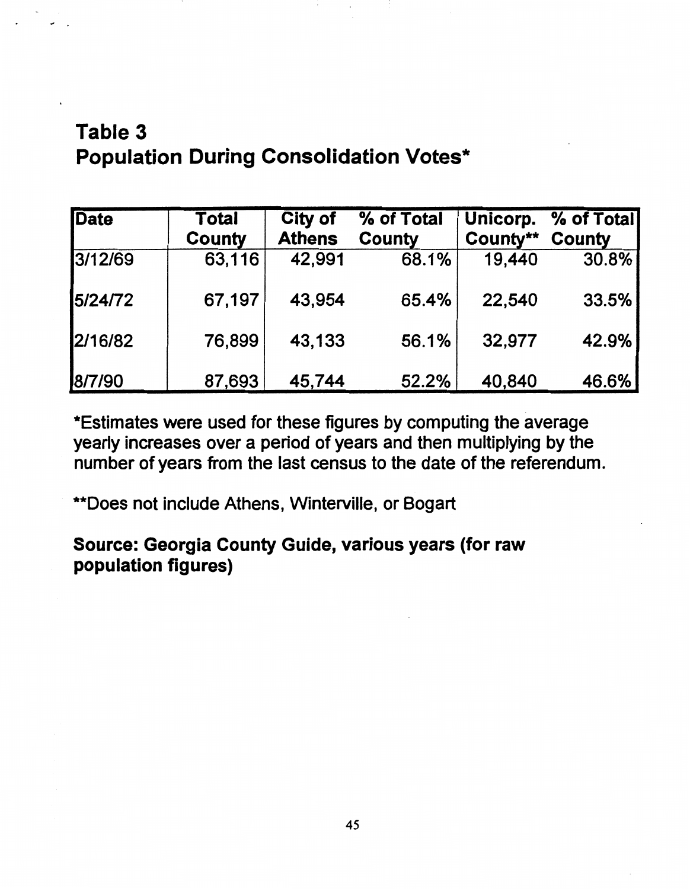## Table 3
## Population During Consolidation Votes*

| Date | Total County | City of Athens | % of Total County | Unicorp. County** | % of Total County |
|---|---|---|---|---|---|
| 3/12/69 | 63,116 | 42,991 | 68.1% | 19,440 | 30.8% |
| 5/24/72 | 67,197 | 43,954 | 65.4% | 22,540 | 33.5% |
| 2/16/82 | 76,899 | 43,133 | 56.1% | 32,977 | 42.9% |
| 8/7/90 | 87,693 | 45,744 | 52.2% | 40,840 | 46.6% |

*Estimates were used for these figures by computing the average yearly increases over a period of years and then multiplying by the number of years from the last census to the date of the referendum.

**Does not include Athens, Winterville, or Bogart

**Source: Georgia County Guide, various years (for raw population figures)**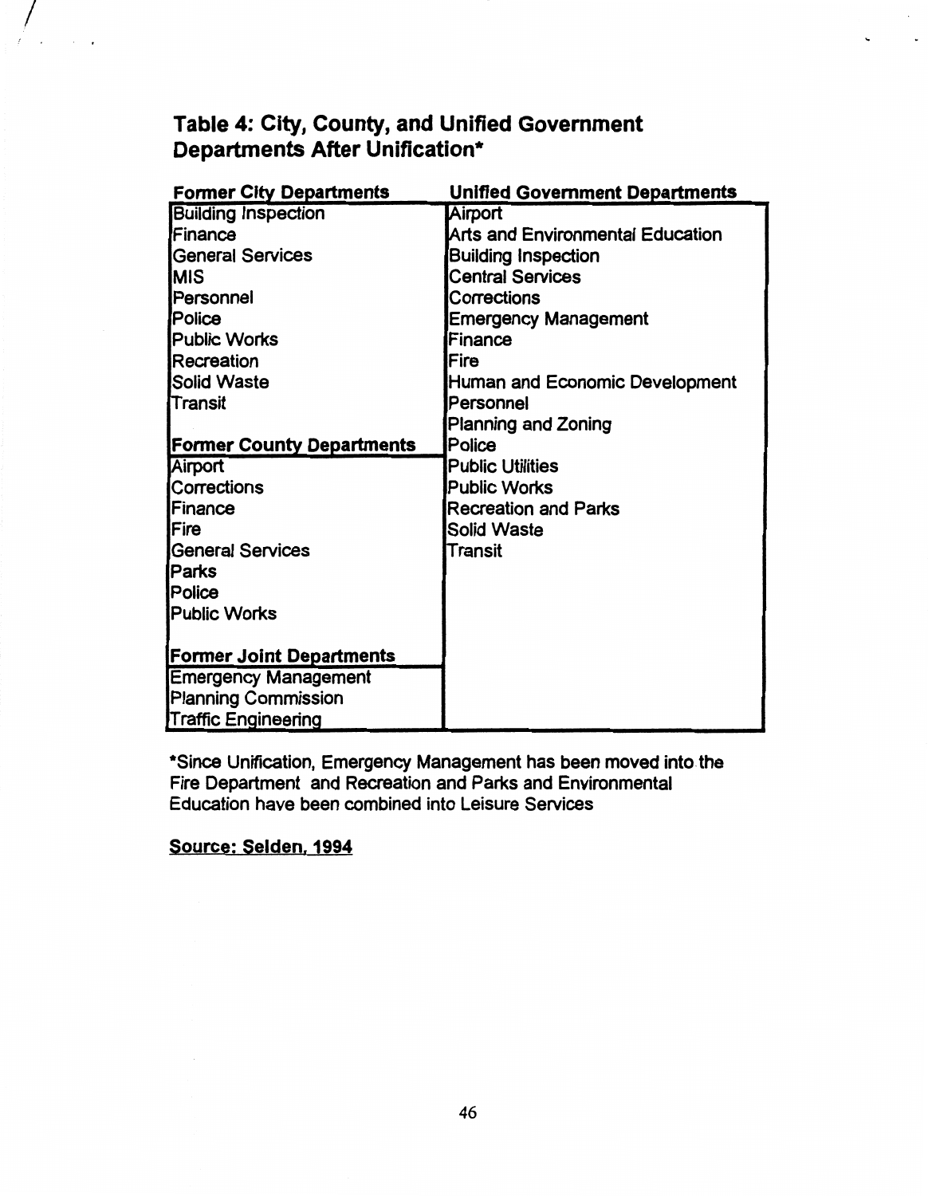## Table 4: City, County, and Unified Government Departments After Unification*

| Former City Departments | Unified Government Departments |
|---|---|
| Building Inspection | Airport |
| Finance | Arts and Environmental Education |
| General Services | Building Inspection |
| MIS | Central Services |
| Personnel | Corrections |
| Police | Emergency Management |
| Public Works | Finance |
| Recreation | Fire |
| Solid Waste | Human and Economic Development |
| Transit | Personnel |
| | Planning and Zoning |
| **Former County Departments** | Police |
| Airport | Public Utilities |
| Corrections | Public Works |
| Finance | Recreation and Parks |
| Fire | Solid Waste |
| General Services | Transit |
| Parks | |
| Police | |
| Public Works | |
| | |
| **Former Joint Departments** | |
| Emergency Management | |
| Planning Commission | |
| Traffic Engineering | |

*Since Unification, Emergency Management has been moved into the Fire Department and Recreation and Parks and Environmental Education have been combined into Leisure Services

**Source: Selden, 1994**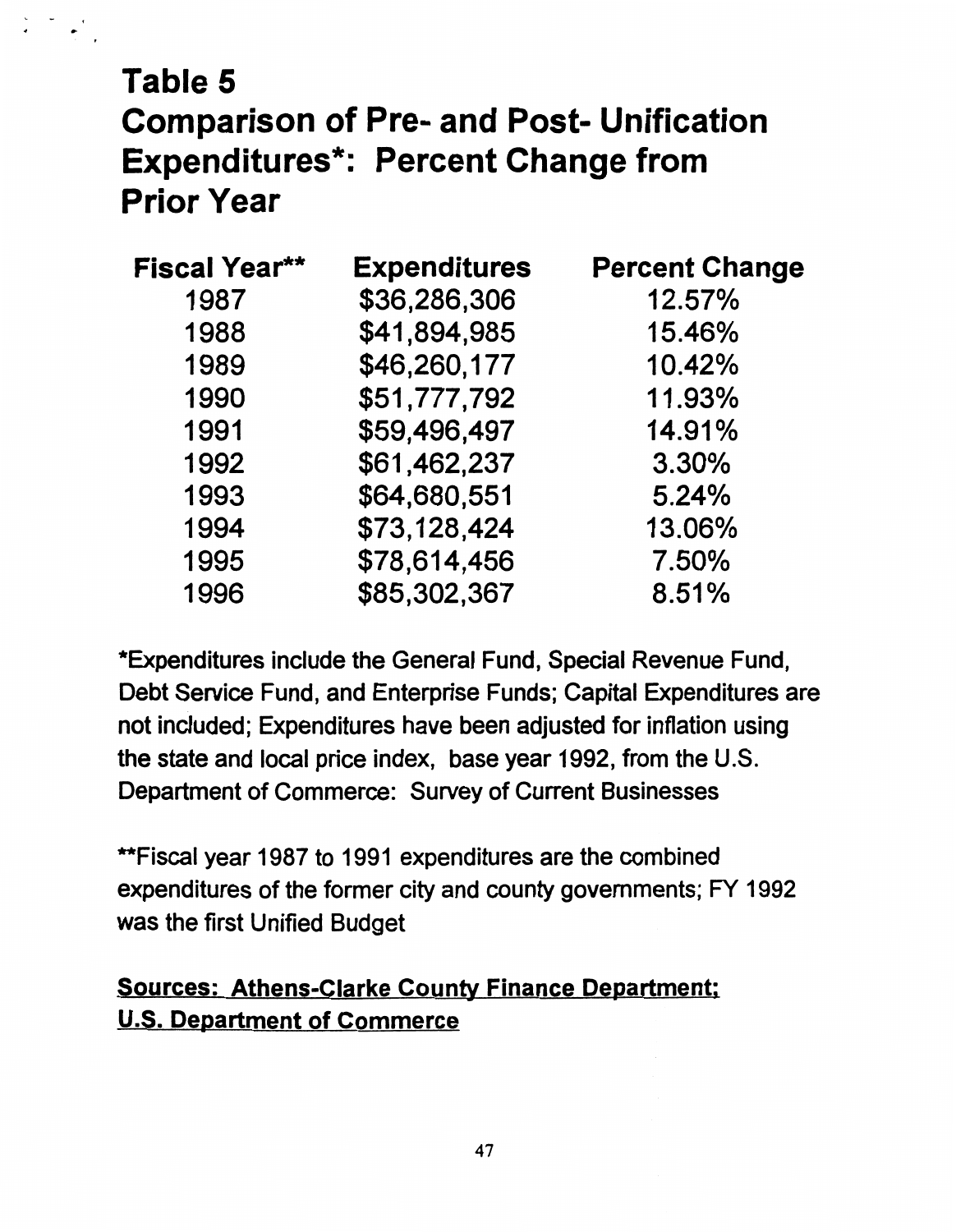# Table 5
# Comparison of Pre- and Post- Unification Expenditures*: Percent Change from Prior Year

| Fiscal Year** | Expenditures | Percent Change |
|---|---|---|
| 1987 | $36,286,306 | 12.57% |
| 1988 | $41,894,985 | 15.46% |
| 1989 | $46,260,177 | 10.42% |
| 1990 | $51,777,792 | 11.93% |
| 1991 | $59,496,497 | 14.91% |
| 1992 | $61,462,237 | 3.30% |
| 1993 | $64,680,551 | 5.24% |
| 1994 | $73,128,424 | 13.06% |
| 1995 | $78,614,456 | 7.50% |
| 1996 | $85,302,367 | 8.51% |

*Expenditures include the General Fund, Special Revenue Fund, Debt Service Fund, and Enterprise Funds; Capital Expenditures are not included; Expenditures have been adjusted for inflation using the state and local price index, base year 1992, from the U.S. Department of Commerce: Survey of Current Businesses

**Fiscal year 1987 to 1991 expenditures are the combined expenditures of the former city and county governments; FY 1992 was the first Unified Budget

**Sources: Athens-Clarke County Finance Department; U.S. Department of Commerce**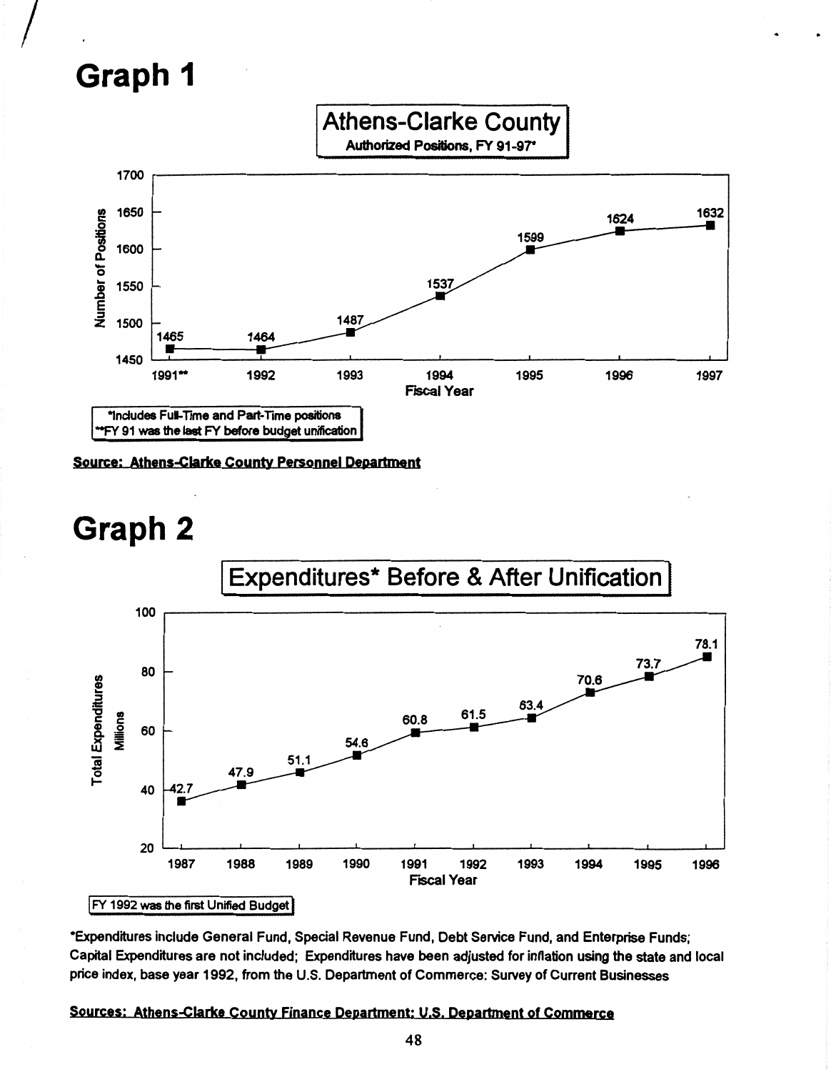# Graph 1

**Athens-Clarke County**
**Authorized Positions, FY 91-97***

| Fiscal Year | Number of Positions |
|---|---|
| 1991** | 1465 |
| 1992 | 1464 |
| 1993 | 1487 |
| 1994 | 1537 |
| 1995 | 1599 |
| 1996 | 1624 |
| 1997 | 1632 |

*Includes Full-Time and Part-Time positions
**FY 91 was the last FY before budget unification

**Source: Athens-Clarke County Personnel Department**

# Graph 2

**Expenditures* Before & After Unification**

| Fiscal Year | Total Expenditures (Millions) |
|---|---|
| 1987 | 42.7 |
| 1988 | 47.9 |
| 1989 | 51.1 |
| 1990 | 54.6 |
| 1991 | 60.8 |
| 1992 | 61.5 |
| 1993 | 63.4 |
| 1994 | 70.6 |
| 1995 | 73.7 |
| 1996 | 78.1 |

FY 1992 was the first Unified Budget

*Expenditures include General Fund, Special Revenue Fund, Debt Service Fund, and Enterprise Funds; Capital Expenditures are not included; Expenditures have been adjusted for inflation using the state and local price index, base year 1992, from the U.S. Department of Commerce: Survey of Current Businesses

**Sources: Athens-Clarke County Finance Department; U.S. Department of Commerce**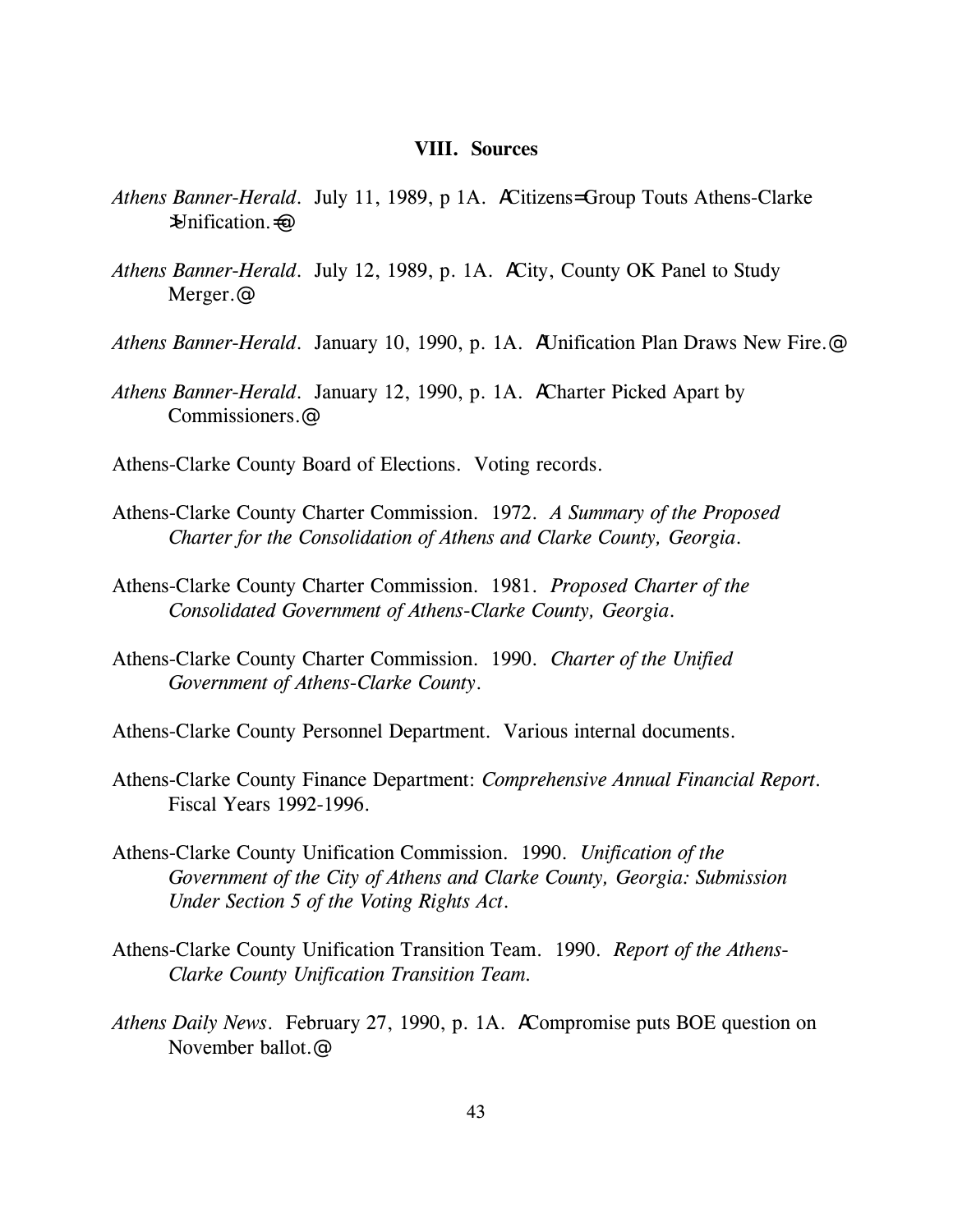## VIII. Sources

*Athens Banner-Herald*. July 11, 1989, p 1A. ACitizens=Group Touts Athens-Clarke >Unification.=@

*Athens Banner-Herald*. July 12, 1989, p. 1A. ACity, County OK Panel to Study Merger.@

*Athens Banner-Herald*. January 10, 1990, p. 1A. AUnification Plan Draws New Fire.@

*Athens Banner-Herald*. January 12, 1990, p. 1A. ACharter Picked Apart by Commissioners.@

Athens-Clarke County Board of Elections. Voting records.

Athens-Clarke County Charter Commission. 1972. *A Summary of the Proposed Charter for the Consolidation of Athens and Clarke County, Georgia*.

Athens-Clarke County Charter Commission. 1981. *Proposed Charter of the Consolidated Government of Athens-Clarke County, Georgia*.

Athens-Clarke County Charter Commission. 1990. *Charter of the Unified Government of Athens-Clarke County*.

Athens-Clarke County Personnel Department. Various internal documents.

Athens-Clarke County Finance Department: *Comprehensive Annual Financial Report*. Fiscal Years 1992-1996.

Athens-Clarke County Unification Commission. 1990. *Unification of the Government of the City of Athens and Clarke County, Georgia: Submission Under Section 5 of the Voting Rights Act*.

Athens-Clarke County Unification Transition Team. 1990. *Report of the Athens-Clarke County Unification Transition Team.*

*Athens Daily News*. February 27, 1990, p. 1A. ACompromise puts BOE question on November ballot.@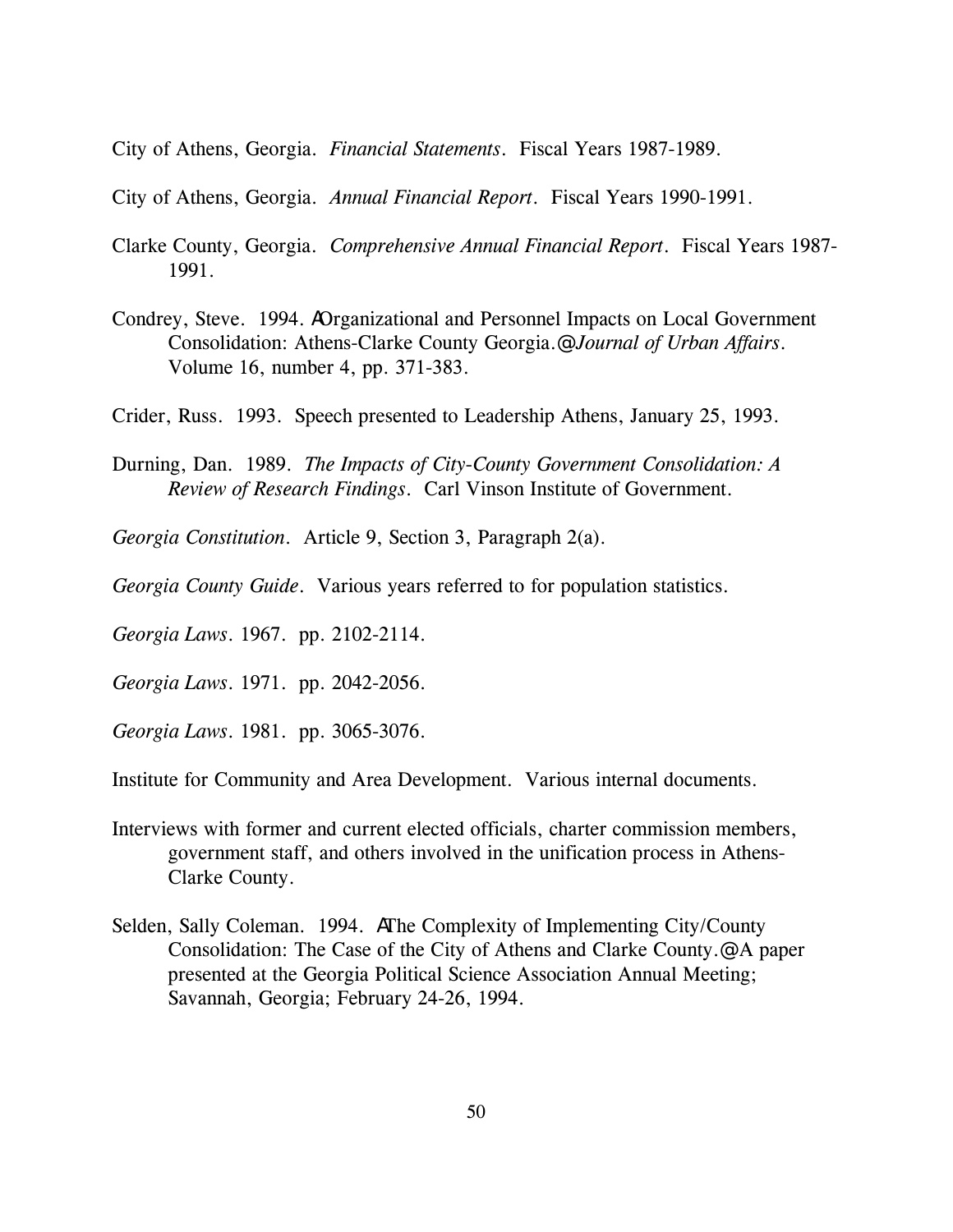City of Athens, Georgia. *Financial Statements*. Fiscal Years 1987-1989.

City of Athens, Georgia. *Annual Financial Report*. Fiscal Years 1990-1991.

Clarke County, Georgia. *Comprehensive Annual Financial Report*. Fiscal Years 1987-1991.

Condrey, Steve. 1994. AOrganizational and Personnel Impacts on Local Government Consolidation: Athens-Clarke County Georgia.@ *Journal of Urban Affairs*. Volume 16, number 4, pp. 371-383.

Crider, Russ. 1993. Speech presented to Leadership Athens, January 25, 1993.

Durning, Dan. 1989. *The Impacts of City-County Government Consolidation: A Review of Research Findings*. Carl Vinson Institute of Government.

*Georgia Constitution*. Article 9, Section 3, Paragraph 2(a).

*Georgia County Guide*. Various years referred to for population statistics.

*Georgia Laws*. 1967. pp. 2102-2114.

*Georgia Laws*. 1971. pp. 2042-2056.

*Georgia Laws*. 1981. pp. 3065-3076.

Institute for Community and Area Development. Various internal documents.

Interviews with former and current elected officials, charter commission members, government staff, and others involved in the unification process in Athens-Clarke County.

Selden, Sally Coleman. 1994. AThe Complexity of Implementing City/County Consolidation: The Case of the City of Athens and Clarke County.@ A paper presented at the Georgia Political Science Association Annual Meeting; Savannah, Georgia; February 24-26, 1994.